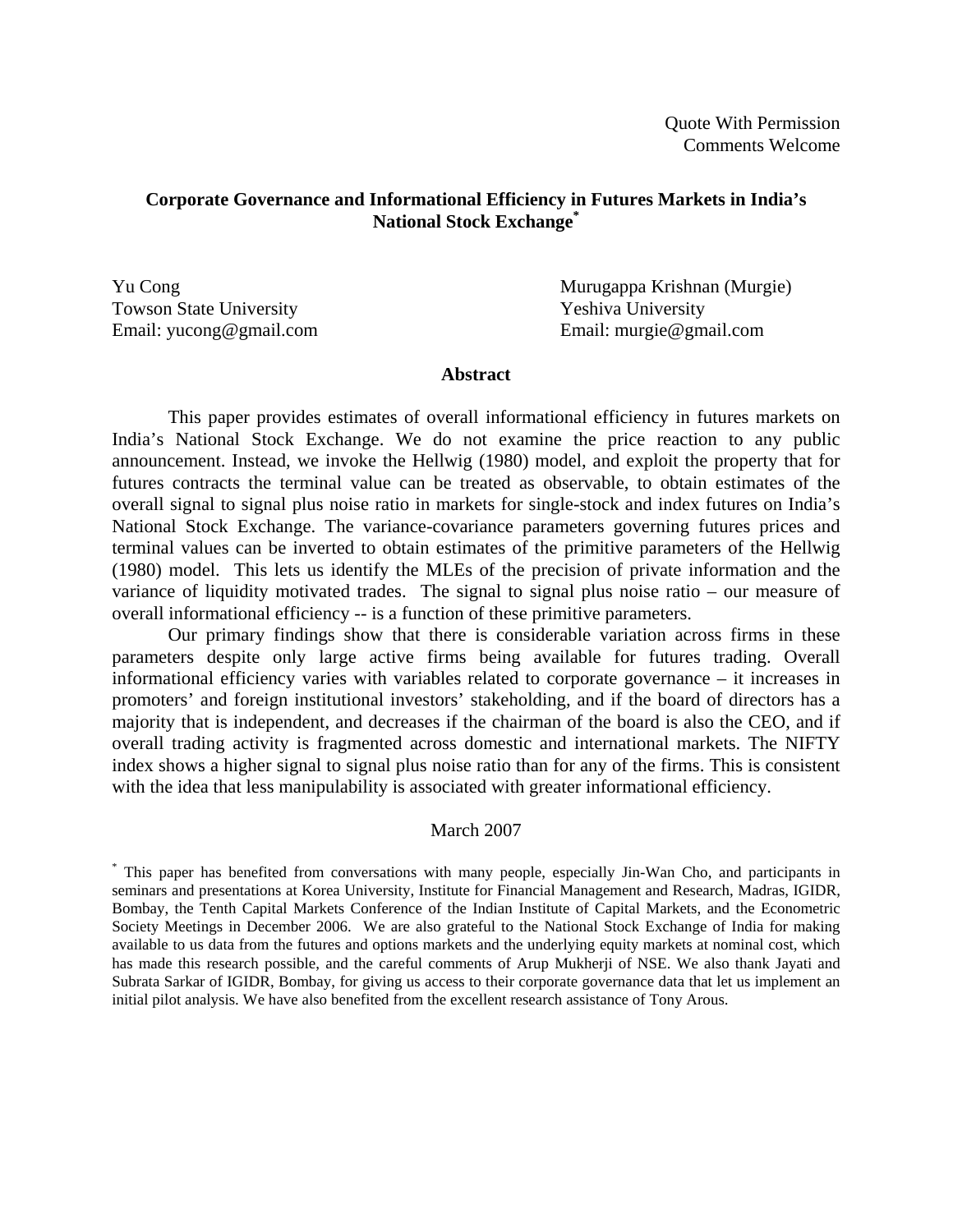Quote With Permission
Comments Welcome

# Corporate Governance and Informational Efficiency in Futures Markets in India's National Stock Exchange*

Yu Cong
Towson State University
Email: yucong@gmail.com

Murugappa Krishnan (Murgie)
Yeshiva University
Email: murgie@gmail.com

## Abstract

This paper provides estimates of overall informational efficiency in futures markets on India's National Stock Exchange. We do not examine the price reaction to any public announcement. Instead, we invoke the Hellwig (1980) model, and exploit the property that for futures contracts the terminal value can be treated as observable, to obtain estimates of the overall signal to signal plus noise ratio in markets for single-stock and index futures on India's National Stock Exchange. The variance-covariance parameters governing futures prices and terminal values can be inverted to obtain estimates of the primitive parameters of the Hellwig (1980) model. This lets us identify the MLEs of the precision of private information and the variance of liquidity motivated trades. The signal to signal plus noise ratio – our measure of overall informational efficiency -- is a function of these primitive parameters.

Our primary findings show that there is considerable variation across firms in these parameters despite only large active firms being available for futures trading. Overall informational efficiency varies with variables related to corporate governance – it increases in promoters' and foreign institutional investors' stakeholding, and if the board of directors has a majority that is independent, and decreases if the chairman of the board is also the CEO, and if overall trading activity is fragmented across domestic and international markets. The NIFTY index shows a higher signal to signal plus noise ratio than for any of the firms. This is consistent with the idea that less manipulability is associated with greater informational efficiency.

March 2007

* This paper has benefited from conversations with many people, especially Jin-Wan Cho, and participants in seminars and presentations at Korea University, Institute for Financial Management and Research, Madras, IGIDR, Bombay, the Tenth Capital Markets Conference of the Indian Institute of Capital Markets, and the Econometric Society Meetings in December 2006. We are also grateful to the National Stock Exchange of India for making available to us data from the futures and options markets and the underlying equity markets at nominal cost, which has made this research possible, and the careful comments of Arup Mukherji of NSE. We also thank Jayati and Subrata Sarkar of IGIDR, Bombay, for giving us access to their corporate governance data that let us implement an initial pilot analysis. We have also benefited from the excellent research assistance of Tony Arous.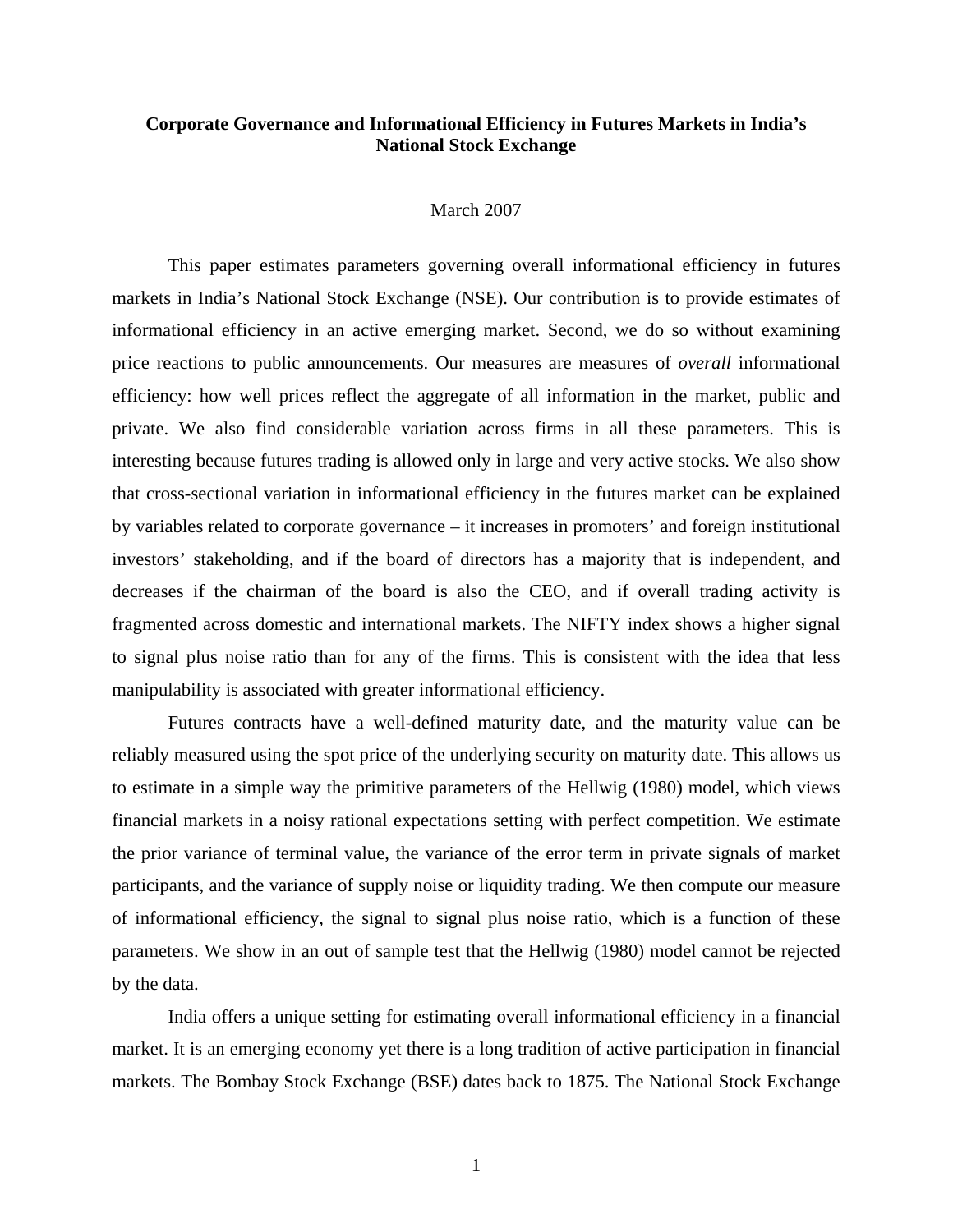**Corporate Governance and Informational Efficiency in Futures Markets in India's National Stock Exchange**

March 2007

This paper estimates parameters governing overall informational efficiency in futures markets in India's National Stock Exchange (NSE). Our contribution is to provide estimates of informational efficiency in an active emerging market. Second, we do so without examining price reactions to public announcements. Our measures are measures of *overall* informational efficiency: how well prices reflect the aggregate of all information in the market, public and private. We also find considerable variation across firms in all these parameters. This is interesting because futures trading is allowed only in large and very active stocks. We also show that cross-sectional variation in informational efficiency in the futures market can be explained by variables related to corporate governance – it increases in promoters' and foreign institutional investors' stakeholding, and if the board of directors has a majority that is independent, and decreases if the chairman of the board is also the CEO, and if overall trading activity is fragmented across domestic and international markets. The NIFTY index shows a higher signal to signal plus noise ratio than for any of the firms. This is consistent with the idea that less manipulability is associated with greater informational efficiency.

Futures contracts have a well-defined maturity date, and the maturity value can be reliably measured using the spot price of the underlying security on maturity date. This allows us to estimate in a simple way the primitive parameters of the Hellwig (1980) model, which views financial markets in a noisy rational expectations setting with perfect competition. We estimate the prior variance of terminal value, the variance of the error term in private signals of market participants, and the variance of supply noise or liquidity trading. We then compute our measure of informational efficiency, the signal to signal plus noise ratio, which is a function of these parameters. We show in an out of sample test that the Hellwig (1980) model cannot be rejected by the data.

India offers a unique setting for estimating overall informational efficiency in a financial market. It is an emerging economy yet there is a long tradition of active participation in financial markets. The Bombay Stock Exchange (BSE) dates back to 1875. The National Stock Exchange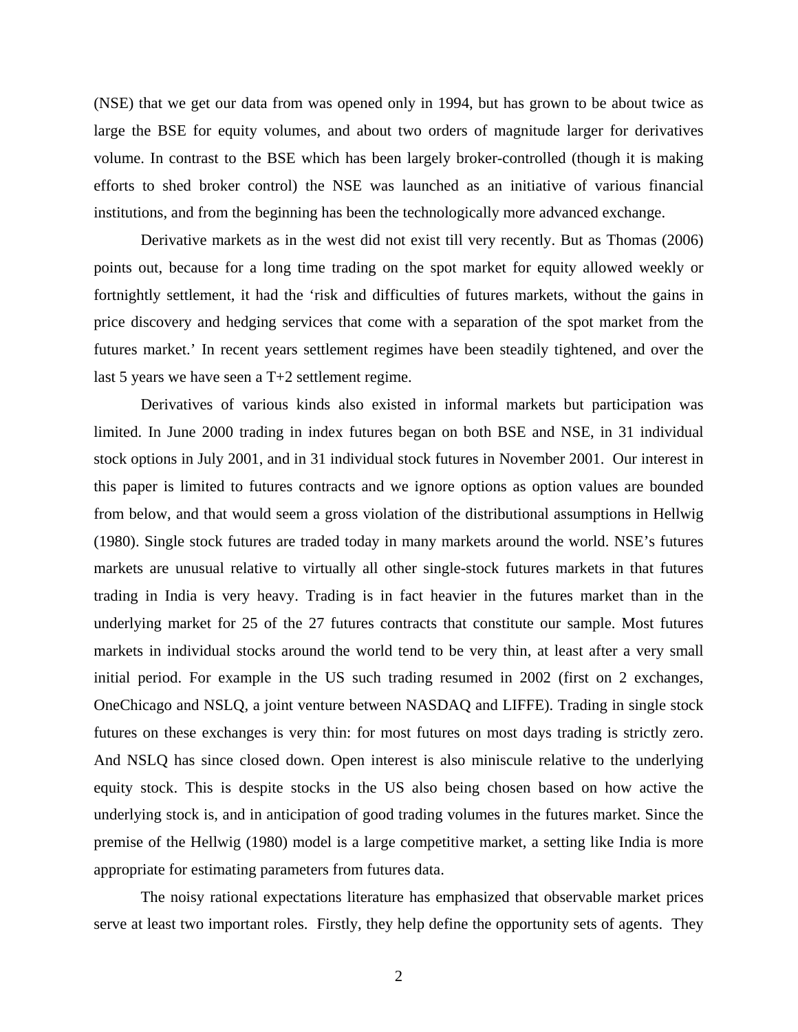(NSE) that we get our data from was opened only in 1994, but has grown to be about twice as large the BSE for equity volumes, and about two orders of magnitude larger for derivatives volume. In contrast to the BSE which has been largely broker-controlled (though it is making efforts to shed broker control) the NSE was launched as an initiative of various financial institutions, and from the beginning has been the technologically more advanced exchange.

Derivative markets as in the west did not exist till very recently. But as Thomas (2006) points out, because for a long time trading on the spot market for equity allowed weekly or fortnightly settlement, it had the 'risk and difficulties of futures markets, without the gains in price discovery and hedging services that come with a separation of the spot market from the futures market.' In recent years settlement regimes have been steadily tightened, and over the last 5 years we have seen a T+2 settlement regime.

Derivatives of various kinds also existed in informal markets but participation was limited. In June 2000 trading in index futures began on both BSE and NSE, in 31 individual stock options in July 2001, and in 31 individual stock futures in November 2001. Our interest in this paper is limited to futures contracts and we ignore options as option values are bounded from below, and that would seem a gross violation of the distributional assumptions in Hellwig (1980). Single stock futures are traded today in many markets around the world. NSE's futures markets are unusual relative to virtually all other single-stock futures markets in that futures trading in India is very heavy. Trading is in fact heavier in the futures market than in the underlying market for 25 of the 27 futures contracts that constitute our sample. Most futures markets in individual stocks around the world tend to be very thin, at least after a very small initial period. For example in the US such trading resumed in 2002 (first on 2 exchanges, OneChicago and NSLQ, a joint venture between NASDAQ and LIFFE). Trading in single stock futures on these exchanges is very thin: for most futures on most days trading is strictly zero. And NSLQ has since closed down. Open interest is also miniscule relative to the underlying equity stock. This is despite stocks in the US also being chosen based on how active the underlying stock is, and in anticipation of good trading volumes in the futures market. Since the premise of the Hellwig (1980) model is a large competitive market, a setting like India is more appropriate for estimating parameters from futures data.

The noisy rational expectations literature has emphasized that observable market prices serve at least two important roles. Firstly, they help define the opportunity sets of agents. They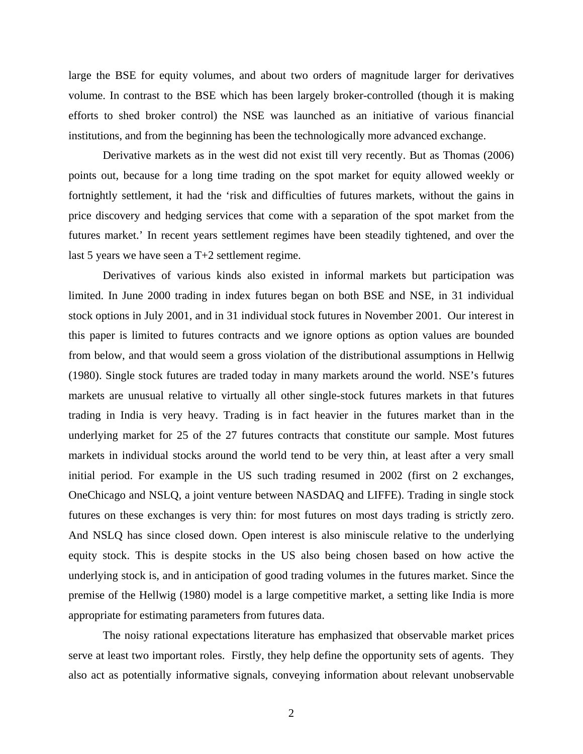large the BSE for equity volumes, and about two orders of magnitude larger for derivatives volume. In contrast to the BSE which has been largely broker-controlled (though it is making efforts to shed broker control) the NSE was launched as an initiative of various financial institutions, and from the beginning has been the technologically more advanced exchange.

Derivative markets as in the west did not exist till very recently. But as Thomas (2006) points out, because for a long time trading on the spot market for equity allowed weekly or fortnightly settlement, it had the 'risk and difficulties of futures markets, without the gains in price discovery and hedging services that come with a separation of the spot market from the futures market.' In recent years settlement regimes have been steadily tightened, and over the last 5 years we have seen a T+2 settlement regime.

Derivatives of various kinds also existed in informal markets but participation was limited. In June 2000 trading in index futures began on both BSE and NSE, in 31 individual stock options in July 2001, and in 31 individual stock futures in November 2001. Our interest in this paper is limited to futures contracts and we ignore options as option values are bounded from below, and that would seem a gross violation of the distributional assumptions in Hellwig (1980). Single stock futures are traded today in many markets around the world. NSE's futures markets are unusual relative to virtually all other single-stock futures markets in that futures trading in India is very heavy. Trading is in fact heavier in the futures market than in the underlying market for 25 of the 27 futures contracts that constitute our sample. Most futures markets in individual stocks around the world tend to be very thin, at least after a very small initial period. For example in the US such trading resumed in 2002 (first on 2 exchanges, OneChicago and NSLQ, a joint venture between NASDAQ and LIFFE). Trading in single stock futures on these exchanges is very thin: for most futures on most days trading is strictly zero. And NSLQ has since closed down. Open interest is also miniscule relative to the underlying equity stock. This is despite stocks in the US also being chosen based on how active the underlying stock is, and in anticipation of good trading volumes in the futures market. Since the premise of the Hellwig (1980) model is a large competitive market, a setting like India is more appropriate for estimating parameters from futures data.

The noisy rational expectations literature has emphasized that observable market prices serve at least two important roles. Firstly, they help define the opportunity sets of agents. They also act as potentially informative signals, conveying information about relevant unobservable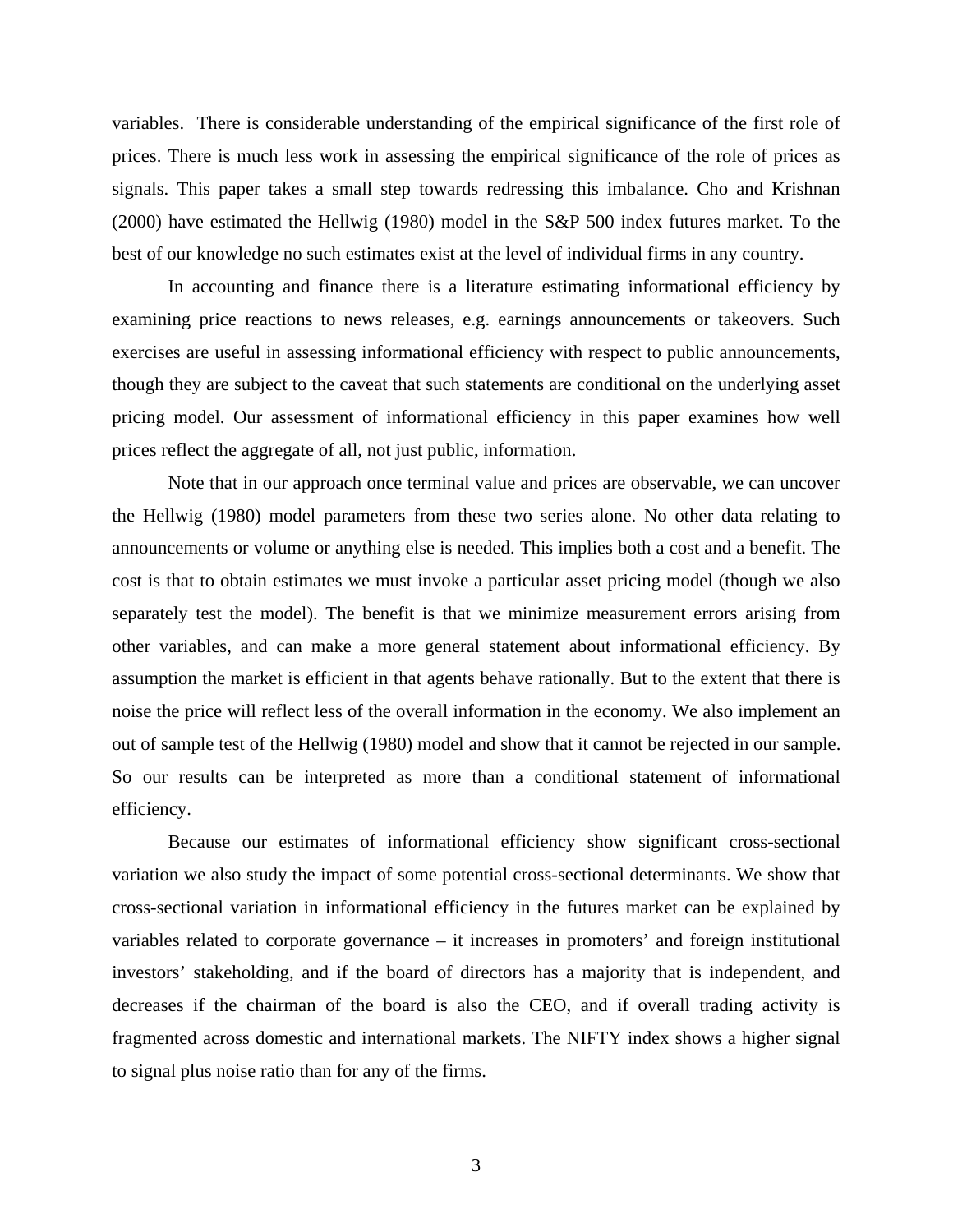variables. There is considerable understanding of the empirical significance of the first role of prices. There is much less work in assessing the empirical significance of the role of prices as signals. This paper takes a small step towards redressing this imbalance. Cho and Krishnan (2000) have estimated the Hellwig (1980) model in the S&P 500 index futures market. To the best of our knowledge no such estimates exist at the level of individual firms in any country.

In accounting and finance there is a literature estimating informational efficiency by examining price reactions to news releases, e.g. earnings announcements or takeovers. Such exercises are useful in assessing informational efficiency with respect to public announcements, though they are subject to the caveat that such statements are conditional on the underlying asset pricing model. Our assessment of informational efficiency in this paper examines how well prices reflect the aggregate of all, not just public, information.

Note that in our approach once terminal value and prices are observable, we can uncover the Hellwig (1980) model parameters from these two series alone. No other data relating to announcements or volume or anything else is needed. This implies both a cost and a benefit. The cost is that to obtain estimates we must invoke a particular asset pricing model (though we also separately test the model). The benefit is that we minimize measurement errors arising from other variables, and can make a more general statement about informational efficiency. By assumption the market is efficient in that agents behave rationally. But to the extent that there is noise the price will reflect less of the overall information in the economy. We also implement an out of sample test of the Hellwig (1980) model and show that it cannot be rejected in our sample. So our results can be interpreted as more than a conditional statement of informational efficiency.

Because our estimates of informational efficiency show significant cross-sectional variation we also study the impact of some potential cross-sectional determinants. We show that cross-sectional variation in informational efficiency in the futures market can be explained by variables related to corporate governance – it increases in promoters' and foreign institutional investors' stakeholding, and if the board of directors has a majority that is independent, and decreases if the chairman of the board is also the CEO, and if overall trading activity is fragmented across domestic and international markets. The NIFTY index shows a higher signal to signal plus noise ratio than for any of the firms.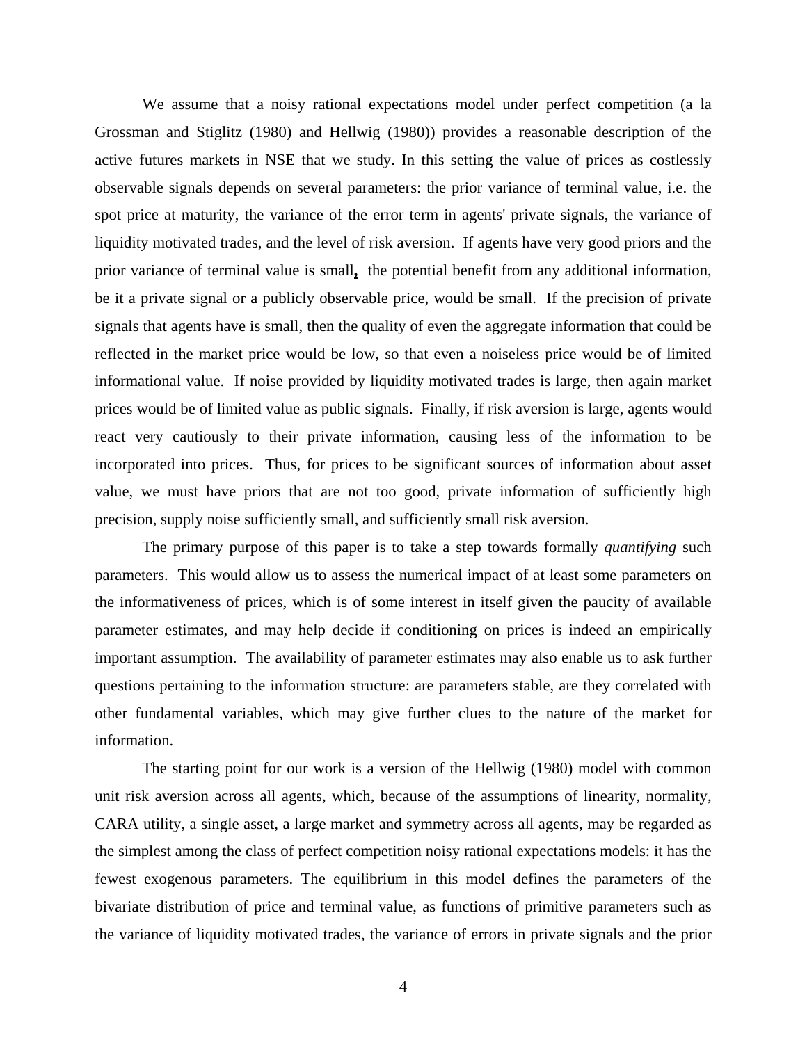We assume that a noisy rational expectations model under perfect competition (a la Grossman and Stiglitz (1980) and Hellwig (1980)) provides a reasonable description of the active futures markets in NSE that we study. In this setting the value of prices as costlessly observable signals depends on several parameters: the prior variance of terminal value, i.e. the spot price at maturity, the variance of the error term in agents' private signals, the variance of liquidity motivated trades, and the level of risk aversion. If agents have very good priors and the prior variance of terminal value is small, the potential benefit from any additional information, be it a private signal or a publicly observable price, would be small. If the precision of private signals that agents have is small, then the quality of even the aggregate information that could be reflected in the market price would be low, so that even a noiseless price would be of limited informational value. If noise provided by liquidity motivated trades is large, then again market prices would be of limited value as public signals. Finally, if risk aversion is large, agents would react very cautiously to their private information, causing less of the information to be incorporated into prices. Thus, for prices to be significant sources of information about asset value, we must have priors that are not too good, private information of sufficiently high precision, supply noise sufficiently small, and sufficiently small risk aversion.

The primary purpose of this paper is to take a step towards formally *quantifying* such parameters. This would allow us to assess the numerical impact of at least some parameters on the informativeness of prices, which is of some interest in itself given the paucity of available parameter estimates, and may help decide if conditioning on prices is indeed an empirically important assumption. The availability of parameter estimates may also enable us to ask further questions pertaining to the information structure: are parameters stable, are they correlated with other fundamental variables, which may give further clues to the nature of the market for information.

The starting point for our work is a version of the Hellwig (1980) model with common unit risk aversion across all agents, which, because of the assumptions of linearity, normality, CARA utility, a single asset, a large market and symmetry across all agents, may be regarded as the simplest among the class of perfect competition noisy rational expectations models: it has the fewest exogenous parameters. The equilibrium in this model defines the parameters of the bivariate distribution of price and terminal value, as functions of primitive parameters such as the variance of liquidity motivated trades, the variance of errors in private signals and the prior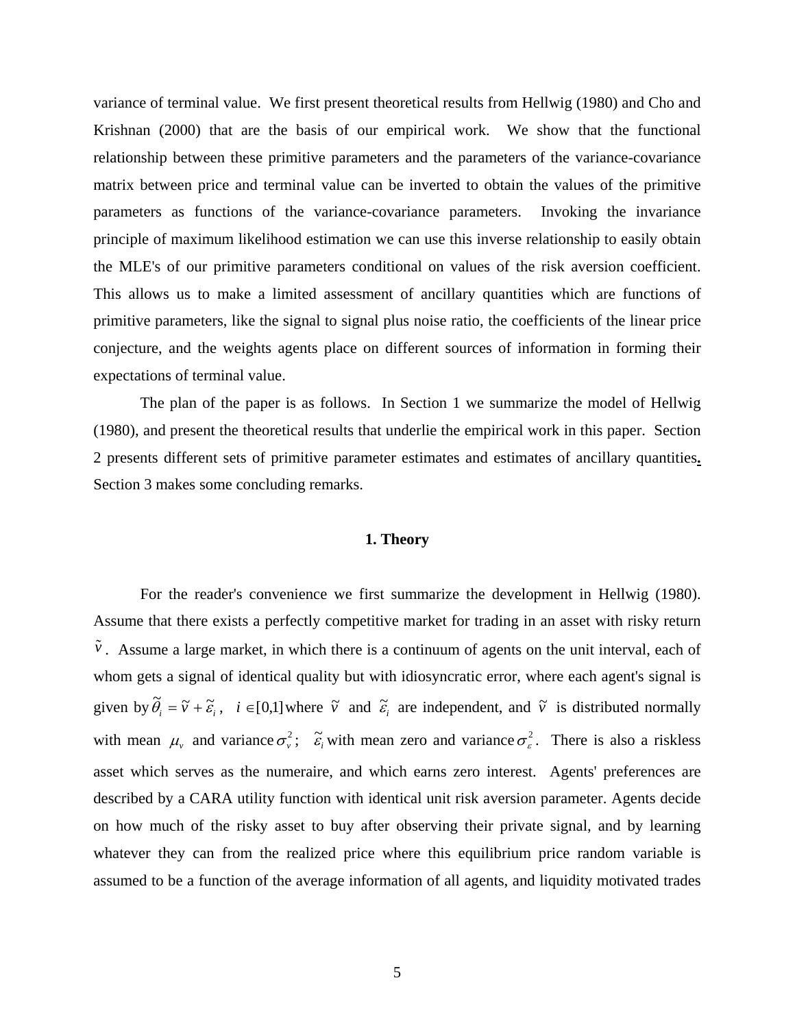variance of terminal value. We first present theoretical results from Hellwig (1980) and Cho and Krishnan (2000) that are the basis of our empirical work. We show that the functional relationship between these primitive parameters and the parameters of the variance-covariance matrix between price and terminal value can be inverted to obtain the values of the primitive parameters as functions of the variance-covariance parameters. Invoking the invariance principle of maximum likelihood estimation we can use this inverse relationship to easily obtain the MLE's of our primitive parameters conditional on values of the risk aversion coefficient. This allows us to make a limited assessment of ancillary quantities which are functions of primitive parameters, like the signal to signal plus noise ratio, the coefficients of the linear price conjecture, and the weights agents place on different sources of information in forming their expectations of terminal value.

The plan of the paper is as follows. In Section 1 we summarize the model of Hellwig (1980), and present the theoretical results that underlie the empirical work in this paper. Section 2 presents different sets of primitive parameter estimates and estimates of ancillary quantities**.** Section 3 makes some concluding remarks.

## 1. Theory

For the reader's convenience we first summarize the development in Hellwig (1980). Assume that there exists a perfectly competitive market for trading in an asset with risky return $\tilde{v}$. Assume a large market, in which there is a continuum of agents on the unit interval, each of whom gets a signal of identical quality but with idiosyncratic error, where each agent's signal is given by $\tilde{\theta}_i = \tilde{v} + \tilde{\varepsilon}_i$, $i \in [0,1]$ where $\tilde{v}$ and $\tilde{\varepsilon}_i$ are independent, and $\tilde{v}$ is distributed normally with mean $\mu_v$ and variance $\sigma_v^2$; $\tilde{\varepsilon}_i$ with mean zero and variance $\sigma_\varepsilon^2$. There is also a riskless asset which serves as the numeraire, and which earns zero interest. Agents' preferences are described by a CARA utility function with identical unit risk aversion parameter. Agents decide on how much of the risky asset to buy after observing their private signal, and by learning whatever they can from the realized price where this equilibrium price random variable is assumed to be a function of the average information of all agents, and liquidity motivated trades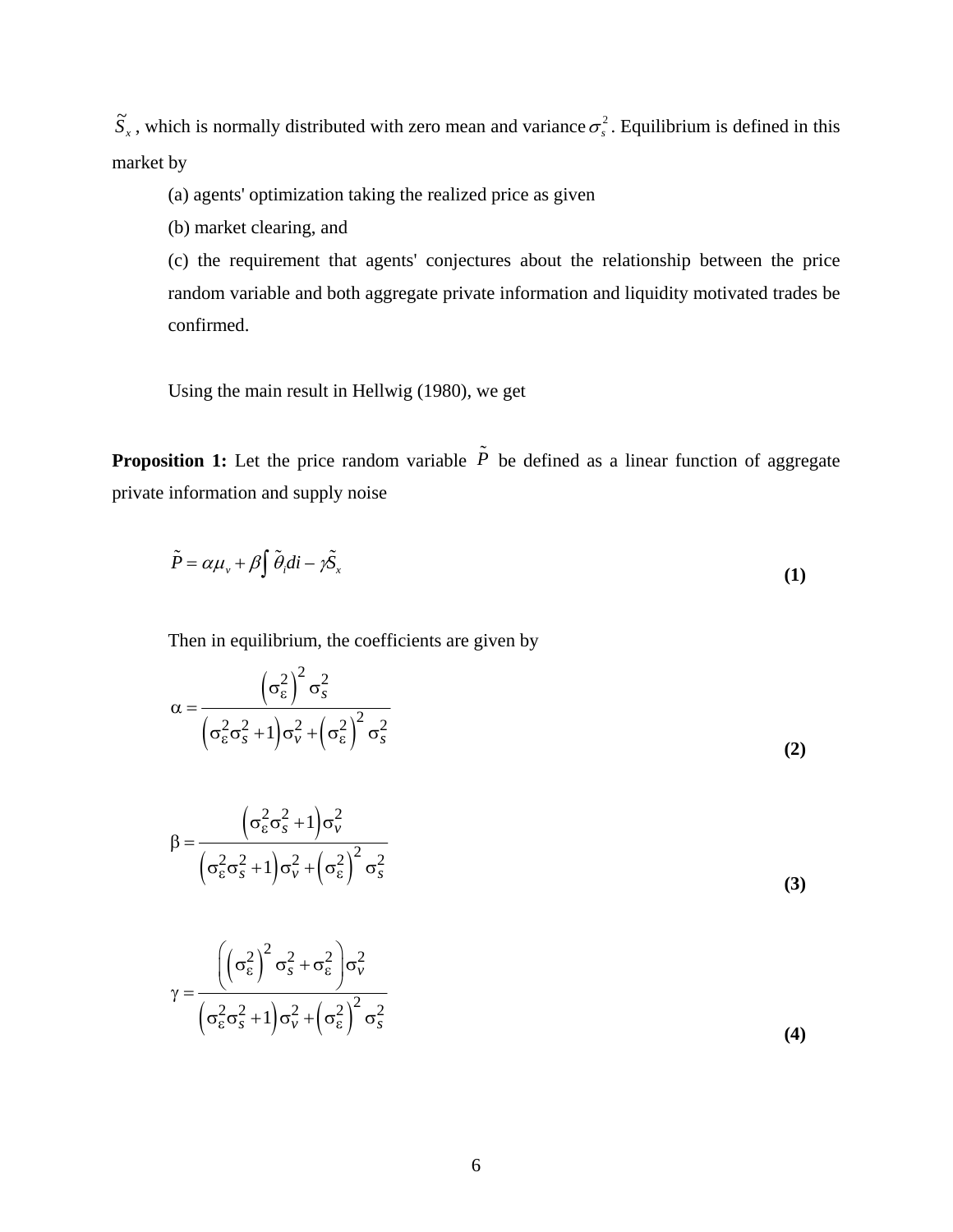$\tilde{S}_x$, which is normally distributed with zero mean and variance $\sigma_s^2$. Equilibrium is defined in this market by

(a) agents' optimization taking the realized price as given

(b) market clearing, and

(c) the requirement that agents' conjectures about the relationship between the price random variable and both aggregate private information and liquidity motivated trades be confirmed.

Using the main result in Hellwig (1980), we get

**Proposition 1:** Let the price random variable $\tilde{P}$ be defined as a linear function of aggregate private information and supply noise

$$\tilde{P} = \alpha\mu_v + \beta\int \tilde{\theta}_i di - \gamma\tilde{S}_x \tag{1}$$

Then in equilibrium, the coefficients are given by

$$\alpha = \frac{\left(\sigma_\varepsilon^2\right)^2 \sigma_s^2}{\left(\sigma_\varepsilon^2\sigma_s^2 + 1\right)\sigma_v^2 + \left(\sigma_\varepsilon^2\right)^2 \sigma_s^2} \tag{2}$$

$$\beta = \frac{\left(\sigma_\varepsilon^2\sigma_s^2 + 1\right)\sigma_v^2}{\left(\sigma_\varepsilon^2\sigma_s^2 + 1\right)\sigma_v^2 + \left(\sigma_\varepsilon^2\right)^2 \sigma_s^2} \tag{3}$$

$$\gamma = \frac{\left(\left(\sigma_\varepsilon^2\right)^2 \sigma_s^2 + \sigma_\varepsilon^2\right)\sigma_v^2}{\left(\sigma_\varepsilon^2\sigma_s^2 + 1\right)\sigma_v^2 + \left(\sigma_\varepsilon^2\right)^2 \sigma_s^2} \tag{4}$$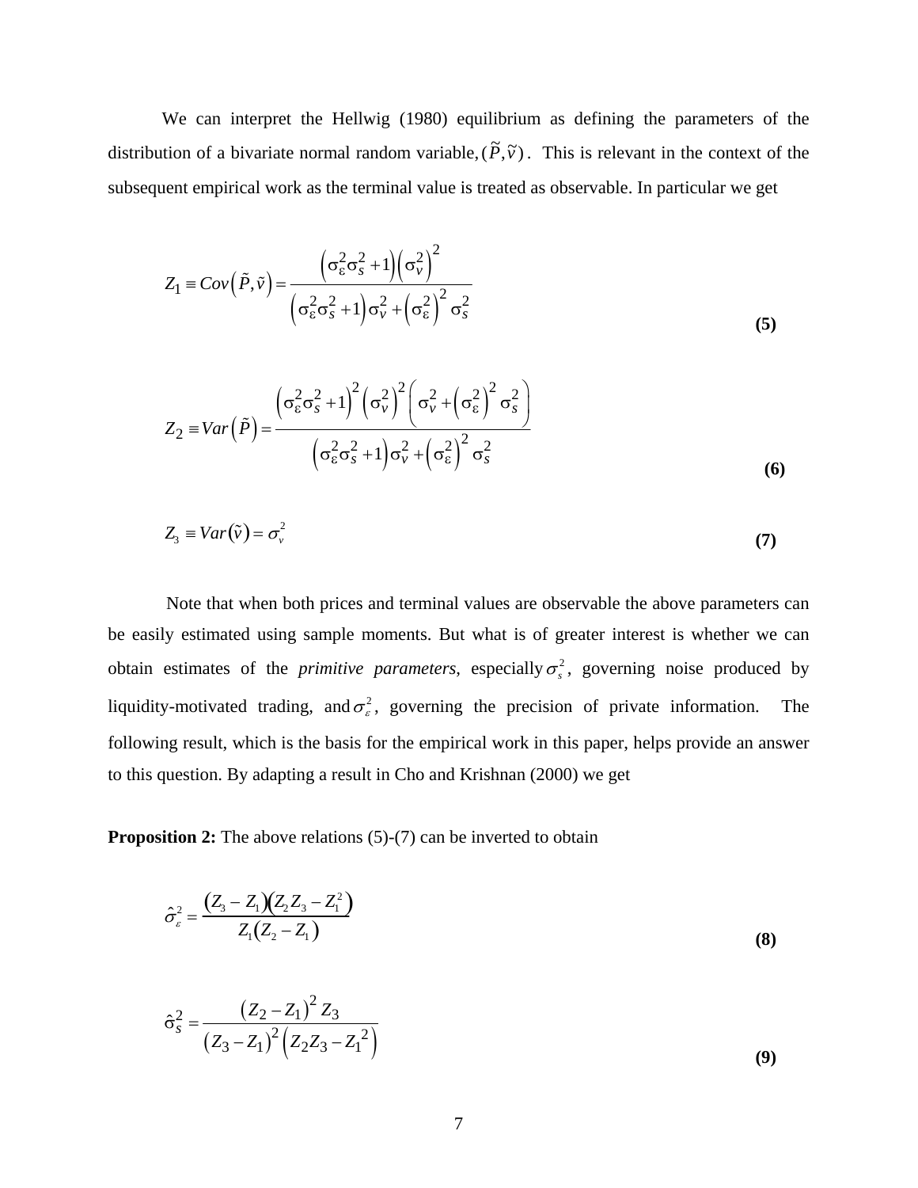We can interpret the Hellwig (1980) equilibrium as defining the parameters of the distribution of a bivariate normal random variable, $(\tilde{P}, \tilde{v})$. This is relevant in the context of the subsequent empirical work as the terminal value is treated as observable. In particular we get

$$Z_1 \equiv Cov\left(\tilde{P}, \tilde{v}\right) = \frac{\left(\sigma_\varepsilon^2 \sigma_s^2 + 1\right)\left(\sigma_v^2\right)^2}{\left(\sigma_\varepsilon^2 \sigma_s^2 + 1\right)\sigma_v^2 + \left(\sigma_\varepsilon^2\right)^2 \sigma_s^2} \tag{5}$$

$$Z_2 \equiv Var\left(\tilde{P}\right) = \frac{\left(\sigma_\varepsilon^2 \sigma_s^2 + 1\right)^2 \left(\sigma_v^2\right)^2 \left(\sigma_v^2 + \left(\sigma_\varepsilon^2\right)^2 \sigma_s^2\right)}{\left(\sigma_\varepsilon^2 \sigma_s^2 + 1\right)\sigma_v^2 + \left(\sigma_\varepsilon^2\right)^2 \sigma_s^2} \tag{6}$$

$$Z_3 \equiv Var(\tilde{v}) = \sigma_v^2 \tag{7}$$

Note that when both prices and terminal values are observable the above parameters can be easily estimated using sample moments. But what is of greater interest is whether we can obtain estimates of the *primitive parameters*, especially $\sigma_s^2$, governing noise produced by liquidity-motivated trading, and $\sigma_\varepsilon^2$, governing the precision of private information. The following result, which is the basis for the empirical work in this paper, helps provide an answer to this question. By adapting a result in Cho and Krishnan (2000) we get

**Proposition 2:** The above relations (5)-(7) can be inverted to obtain

$$\hat{\sigma}_\varepsilon^2 = \frac{(Z_3 - Z_1)(Z_2 Z_3 - Z_1^2)}{Z_1(Z_2 - Z_1)} \tag{8}$$

$$\hat{\sigma}_s^2 = \frac{(Z_2 - Z_1)^2 Z_3}{(Z_3 - Z_1)^2 \left(Z_2 Z_3 - Z_1^2\right)} \tag{9}$$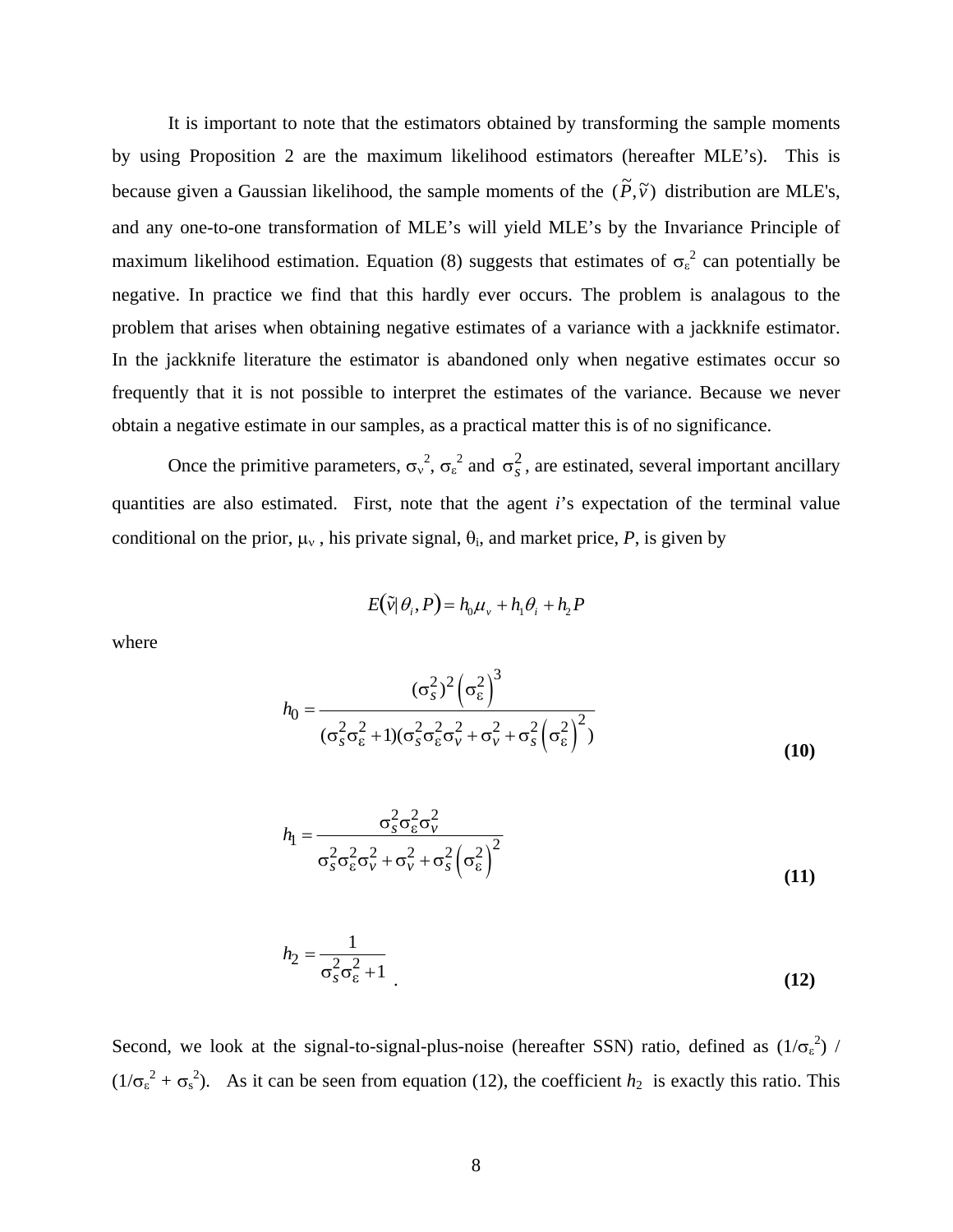It is important to note that the estimators obtained by transforming the sample moments by using Proposition 2 are the maximum likelihood estimators (hereafter MLE's). This is because given a Gaussian likelihood, the sample moments of the $(\tilde{P}, \tilde{v})$ distribution are MLE's, and any one-to-one transformation of MLE's will yield MLE's by the Invariance Principle of maximum likelihood estimation. Equation (8) suggests that estimates of $\sigma_\varepsilon^2$ can potentially be negative. In practice we find that this hardly ever occurs. The problem is analagous to the problem that arises when obtaining negative estimates of a variance with a jackknife estimator. In the jackknife literature the estimator is abandoned only when negative estimates occur so frequently that it is not possible to interpret the estimates of the variance. Because we never obtain a negative estimate in our samples, as a practical matter this is of no significance.

Once the primitive parameters, $\sigma_v^2$, $\sigma_\varepsilon^2$ and $\sigma_S^2$, are estinated, several important ancillary quantities are also estimated. First, note that the agent $i$'s expectation of the terminal value conditional on the prior, $\mu_v$, his private signal, $\theta_i$, and market price, $P$, is given by

$$E(\tilde{v}|\theta_i, P) = h_0\mu_v + h_1\theta_i + h_2 P$$

where

$$h_0 = \frac{(\sigma_S^2)^2\left(\sigma_\varepsilon^2\right)^3}{(\sigma_S^2\sigma_\varepsilon^2 + 1)(\sigma_S^2\sigma_\varepsilon^2\sigma_V^2 + \sigma_V^2 + \sigma_S^2\left(\sigma_\varepsilon^2\right)^2)} \quad \textbf{(10)}$$

$$h_1 = \frac{\sigma_S^2\sigma_\varepsilon^2\sigma_V^2}{\sigma_S^2\sigma_\varepsilon^2\sigma_V^2 + \sigma_V^2 + \sigma_S^2\left(\sigma_\varepsilon^2\right)^2} \quad \textbf{(11)}$$

$$h_2 = \frac{1}{\sigma_S^2\sigma_\varepsilon^2 + 1}\,. \quad \textbf{(12)}$$

Second, we look at the signal-to-signal-plus-noise (hereafter SSN) ratio, defined as $(1/\sigma_\varepsilon^2)$ / $(1/\sigma_\varepsilon^2 + \sigma_s^2)$. As it can be seen from equation (12), the coefficient $h_2$ is exactly this ratio. This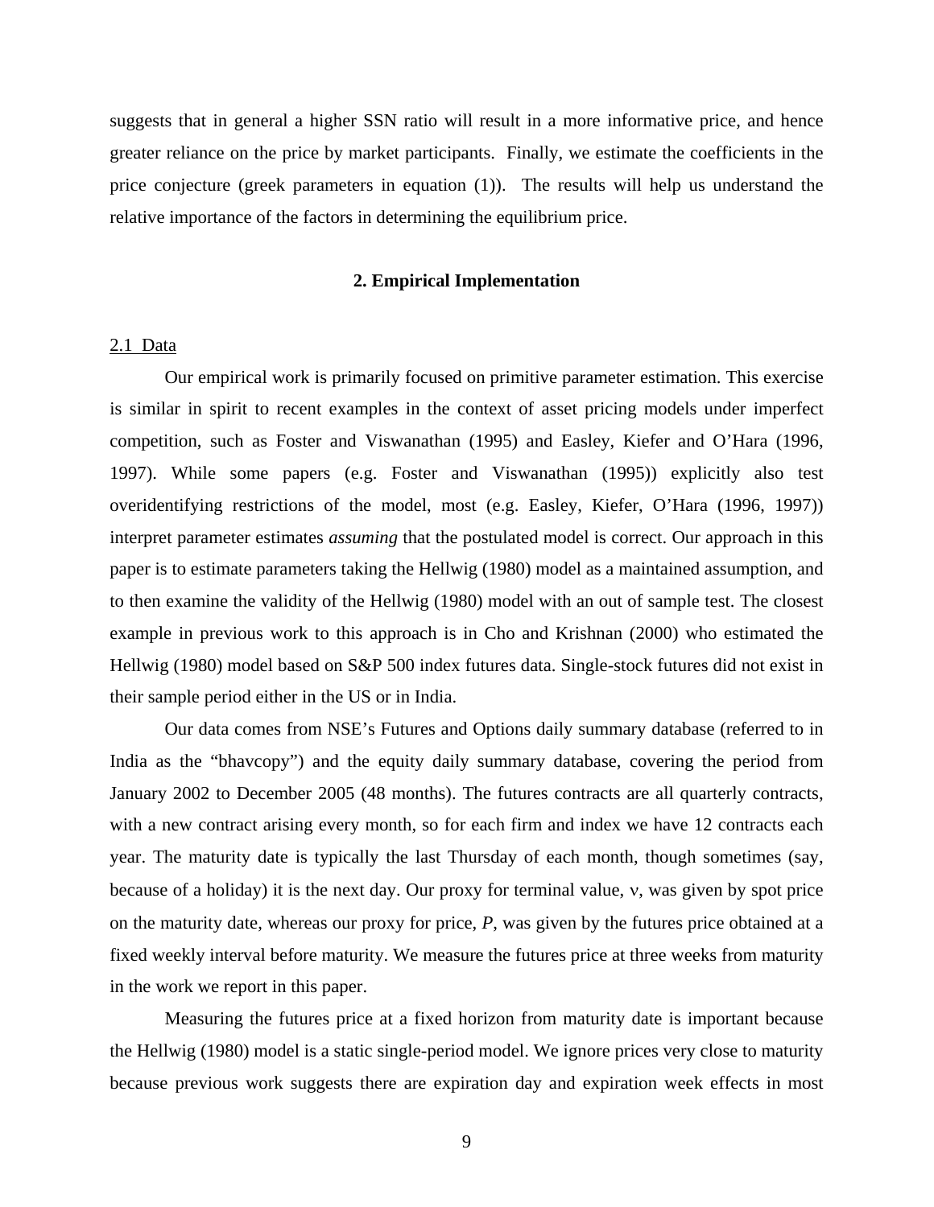suggests that in general a higher SSN ratio will result in a more informative price, and hence greater reliance on the price by market participants. Finally, we estimate the coefficients in the price conjecture (greek parameters in equation (1)). The results will help us understand the relative importance of the factors in determining the equilibrium price.

## 2. Empirical Implementation

### 2.1 Data

Our empirical work is primarily focused on primitive parameter estimation. This exercise is similar in spirit to recent examples in the context of asset pricing models under imperfect competition, such as Foster and Viswanathan (1995) and Easley, Kiefer and O'Hara (1996, 1997). While some papers (e.g. Foster and Viswanathan (1995)) explicitly also test overidentifying restrictions of the model, most (e.g. Easley, Kiefer, O'Hara (1996, 1997)) interpret parameter estimates *assuming* that the postulated model is correct. Our approach in this paper is to estimate parameters taking the Hellwig (1980) model as a maintained assumption, and to then examine the validity of the Hellwig (1980) model with an out of sample test. The closest example in previous work to this approach is in Cho and Krishnan (2000) who estimated the Hellwig (1980) model based on S&P 500 index futures data. Single-stock futures did not exist in their sample period either in the US or in India.

Our data comes from NSE's Futures and Options daily summary database (referred to in India as the "bhavcopy") and the equity daily summary database, covering the period from January 2002 to December 2005 (48 months). The futures contracts are all quarterly contracts, with a new contract arising every month, so for each firm and index we have 12 contracts each year. The maturity date is typically the last Thursday of each month, though sometimes (say, because of a holiday) it is the next day. Our proxy for terminal value, $v$, was given by spot price on the maturity date, whereas our proxy for price, $P$, was given by the futures price obtained at a fixed weekly interval before maturity. We measure the futures price at three weeks from maturity in the work we report in this paper.

Measuring the futures price at a fixed horizon from maturity date is important because the Hellwig (1980) model is a static single-period model. We ignore prices very close to maturity because previous work suggests there are expiration day and expiration week effects in most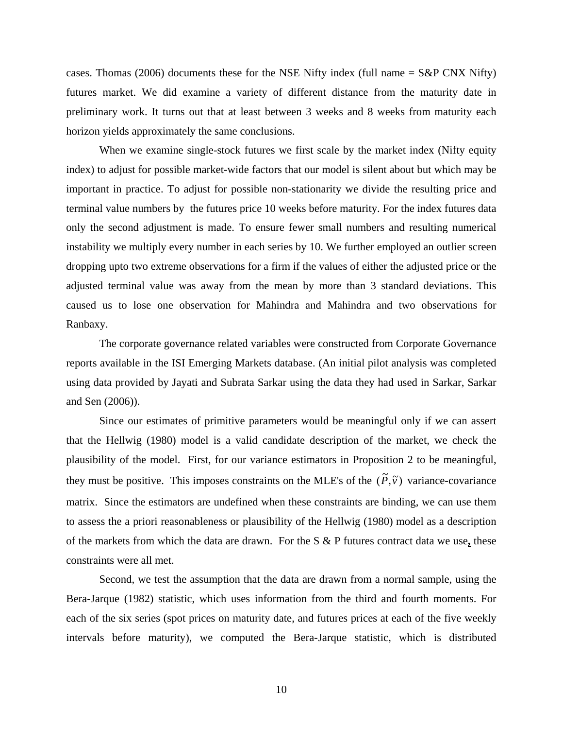cases. Thomas (2006) documents these for the NSE Nifty index (full name = S&P CNX Nifty) futures market. We did examine a variety of different distance from the maturity date in preliminary work. It turns out that at least between 3 weeks and 8 weeks from maturity each horizon yields approximately the same conclusions.

When we examine single-stock futures we first scale by the market index (Nifty equity index) to adjust for possible market-wide factors that our model is silent about but which may be important in practice. To adjust for possible non-stationarity we divide the resulting price and terminal value numbers by the futures price 10 weeks before maturity. For the index futures data only the second adjustment is made. To ensure fewer small numbers and resulting numerical instability we multiply every number in each series by 10. We further employed an outlier screen dropping upto two extreme observations for a firm if the values of either the adjusted price or the adjusted terminal value was away from the mean by more than 3 standard deviations. This caused us to lose one observation for Mahindra and Mahindra and two observations for Ranbaxy.

The corporate governance related variables were constructed from Corporate Governance reports available in the ISI Emerging Markets database. (An initial pilot analysis was completed using data provided by Jayati and Subrata Sarkar using the data they had used in Sarkar, Sarkar and Sen (2006)).

Since our estimates of primitive parameters would be meaningful only if we can assert that the Hellwig (1980) model is a valid candidate description of the market, we check the plausibility of the model. First, for our variance estimators in Proposition 2 to be meaningful, they must be positive. This imposes constraints on the MLE's of the $(\tilde{P},\tilde{v})$ variance-covariance matrix. Since the estimators are undefined when these constraints are binding, we can use them to assess the a priori reasonableness or plausibility of the Hellwig (1980) model as a description of the markets from which the data are drawn. For the S & P futures contract data we use, these constraints were all met.

Second, we test the assumption that the data are drawn from a normal sample, using the Bera-Jarque (1982) statistic, which uses information from the third and fourth moments. For each of the six series (spot prices on maturity date, and futures prices at each of the five weekly intervals before maturity), we computed the Bera-Jarque statistic, which is distributed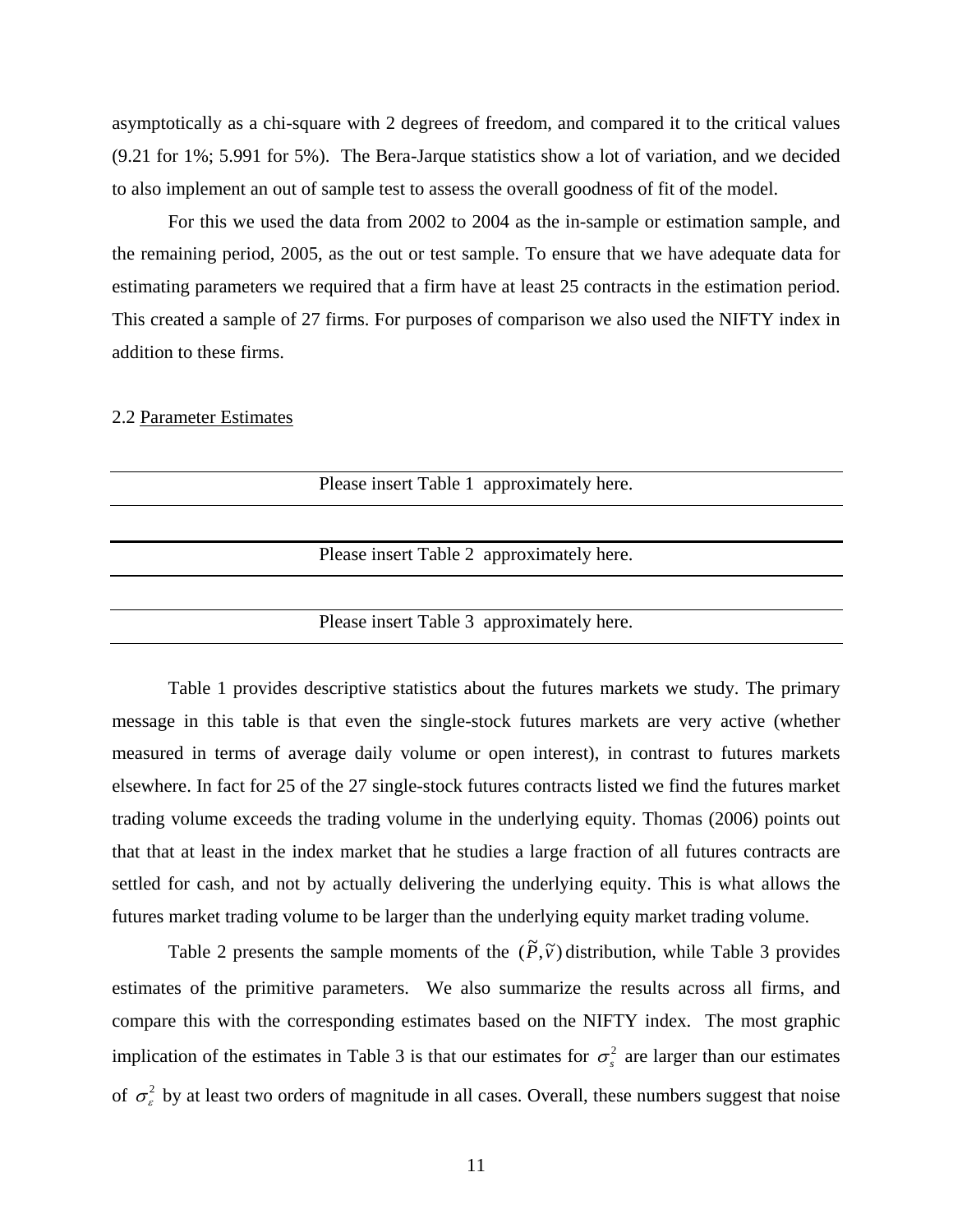asymptotically as a chi-square with 2 degrees of freedom, and compared it to the critical values (9.21 for 1%; 5.991 for 5%). The Bera-Jarque statistics show a lot of variation, and we decided to also implement an out of sample test to assess the overall goodness of fit of the model.

For this we used the data from 2002 to 2004 as the in-sample or estimation sample, and the remaining period, 2005, as the out or test sample. To ensure that we have adequate data for estimating parameters we required that a firm have at least 25 contracts in the estimation period. This created a sample of 27 firms. For purposes of comparison we also used the NIFTY index in addition to these firms.

2.2 Parameter Estimates

---

Please insert Table 1 approximately here.

---

Please insert Table 2 approximately here.

---

Please insert Table 3 approximately here.

---

Table 1 provides descriptive statistics about the futures markets we study. The primary message in this table is that even the single-stock futures markets are very active (whether measured in terms of average daily volume or open interest), in contrast to futures markets elsewhere. In fact for 25 of the 27 single-stock futures contracts listed we find the futures market trading volume exceeds the trading volume in the underlying equity. Thomas (2006) points out that that at least in the index market that he studies a large fraction of all futures contracts are settled for cash, and not by actually delivering the underlying equity. This is what allows the futures market trading volume to be larger than the underlying equity market trading volume.

Table 2 presents the sample moments of the $(\tilde{P}, \tilde{v})$ distribution, while Table 3 provides estimates of the primitive parameters. We also summarize the results across all firms, and compare this with the corresponding estimates based on the NIFTY index. The most graphic implication of the estimates in Table 3 is that our estimates for $\sigma_s^2$ are larger than our estimates of $\sigma_\varepsilon^2$ by at least two orders of magnitude in all cases. Overall, these numbers suggest that noise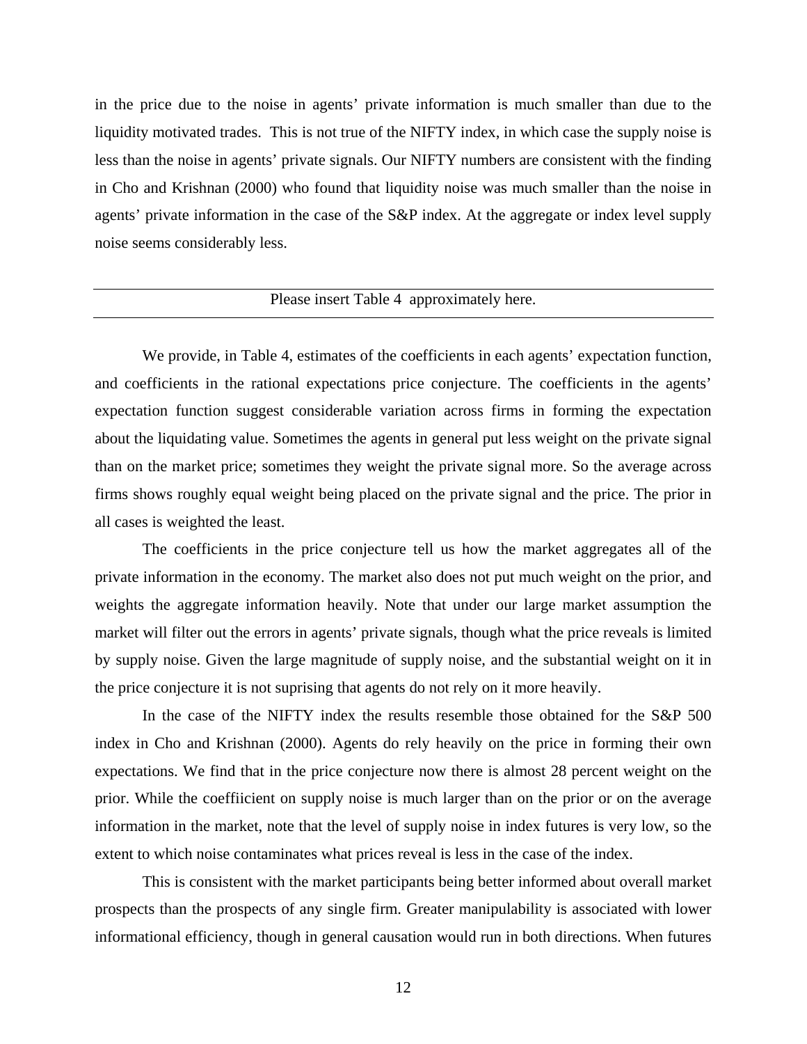in the price due to the noise in agents' private information is much smaller than due to the liquidity motivated trades. This is not true of the NIFTY index, in which case the supply noise is less than the noise in agents' private signals. Our NIFTY numbers are consistent with the finding in Cho and Krishnan (2000) who found that liquidity noise was much smaller than the noise in agents' private information in the case of the S&P index. At the aggregate or index level supply noise seems considerably less.

---

Please insert Table 4 approximately here.

---

We provide, in Table 4, estimates of the coefficients in each agents' expectation function, and coefficients in the rational expectations price conjecture. The coefficients in the agents' expectation function suggest considerable variation across firms in forming the expectation about the liquidating value. Sometimes the agents in general put less weight on the private signal than on the market price; sometimes they weight the private signal more. So the average across firms shows roughly equal weight being placed on the private signal and the price. The prior in all cases is weighted the least.

The coefficients in the price conjecture tell us how the market aggregates all of the private information in the economy. The market also does not put much weight on the prior, and weights the aggregate information heavily. Note that under our large market assumption the market will filter out the errors in agents' private signals, though what the price reveals is limited by supply noise. Given the large magnitude of supply noise, and the substantial weight on it in the price conjecture it is not suprising that agents do not rely on it more heavily.

In the case of the NIFTY index the results resemble those obtained for the S&P 500 index in Cho and Krishnan (2000). Agents do rely heavily on the price in forming their own expectations. We find that in the price conjecture now there is almost 28 percent weight on the prior. While the coeffiicient on supply noise is much larger than on the prior or on the average information in the market, note that the level of supply noise in index futures is very low, so the extent to which noise contaminates what prices reveal is less in the case of the index.

This is consistent with the market participants being better informed about overall market prospects than the prospects of any single firm. Greater manipulability is associated with lower informational efficiency, though in general causation would run in both directions. When futures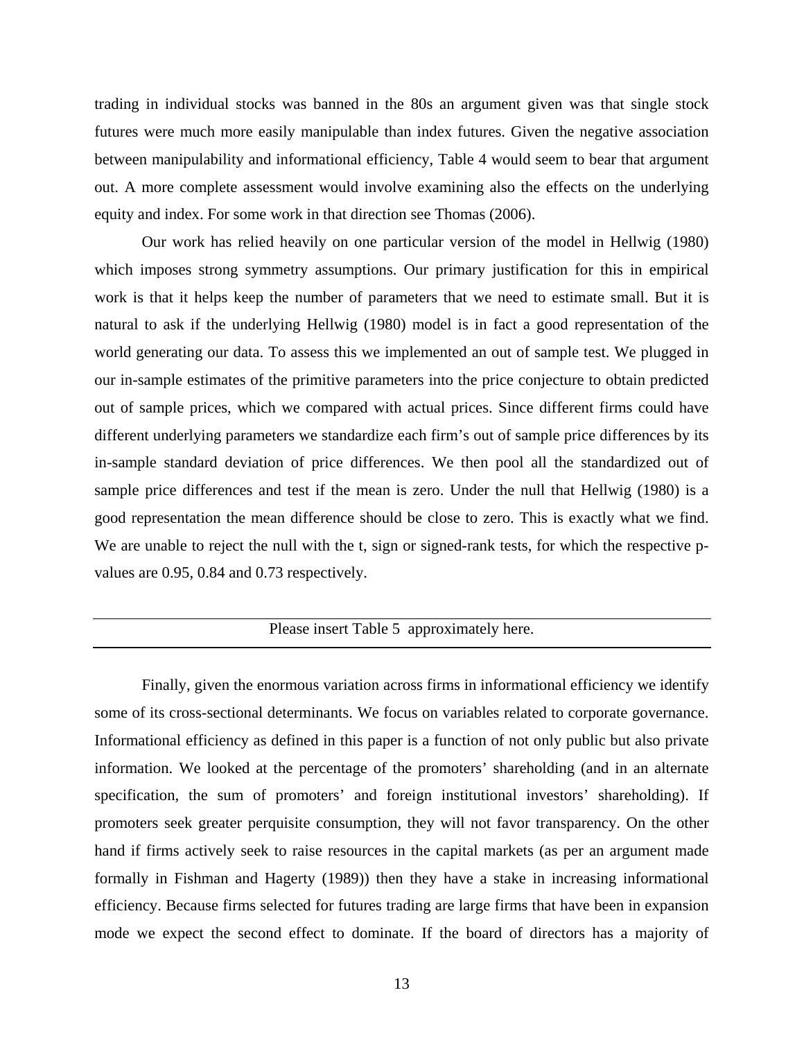trading in individual stocks was banned in the 80s an argument given was that single stock futures were much more easily manipulable than index futures. Given the negative association between manipulability and informational efficiency, Table 4 would seem to bear that argument out. A more complete assessment would involve examining also the effects on the underlying equity and index. For some work in that direction see Thomas (2006).

Our work has relied heavily on one particular version of the model in Hellwig (1980) which imposes strong symmetry assumptions. Our primary justification for this in empirical work is that it helps keep the number of parameters that we need to estimate small. But it is natural to ask if the underlying Hellwig (1980) model is in fact a good representation of the world generating our data. To assess this we implemented an out of sample test. We plugged in our in-sample estimates of the primitive parameters into the price conjecture to obtain predicted out of sample prices, which we compared with actual prices. Since different firms could have different underlying parameters we standardize each firm's out of sample price differences by its in-sample standard deviation of price differences. We then pool all the standardized out of sample price differences and test if the mean is zero. Under the null that Hellwig (1980) is a good representation the mean difference should be close to zero. This is exactly what we find. We are unable to reject the null with the t, sign or signed-rank tests, for which the respective p-values are 0.95, 0.84 and 0.73 respectively.

---

Please insert Table 5 approximately here.

---

Finally, given the enormous variation across firms in informational efficiency we identify some of its cross-sectional determinants. We focus on variables related to corporate governance. Informational efficiency as defined in this paper is a function of not only public but also private information. We looked at the percentage of the promoters' shareholding (and in an alternate specification, the sum of promoters' and foreign institutional investors' shareholding). If promoters seek greater perquisite consumption, they will not favor transparency. On the other hand if firms actively seek to raise resources in the capital markets (as per an argument made formally in Fishman and Hagerty (1989)) then they have a stake in increasing informational efficiency. Because firms selected for futures trading are large firms that have been in expansion mode we expect the second effect to dominate. If the board of directors has a majority of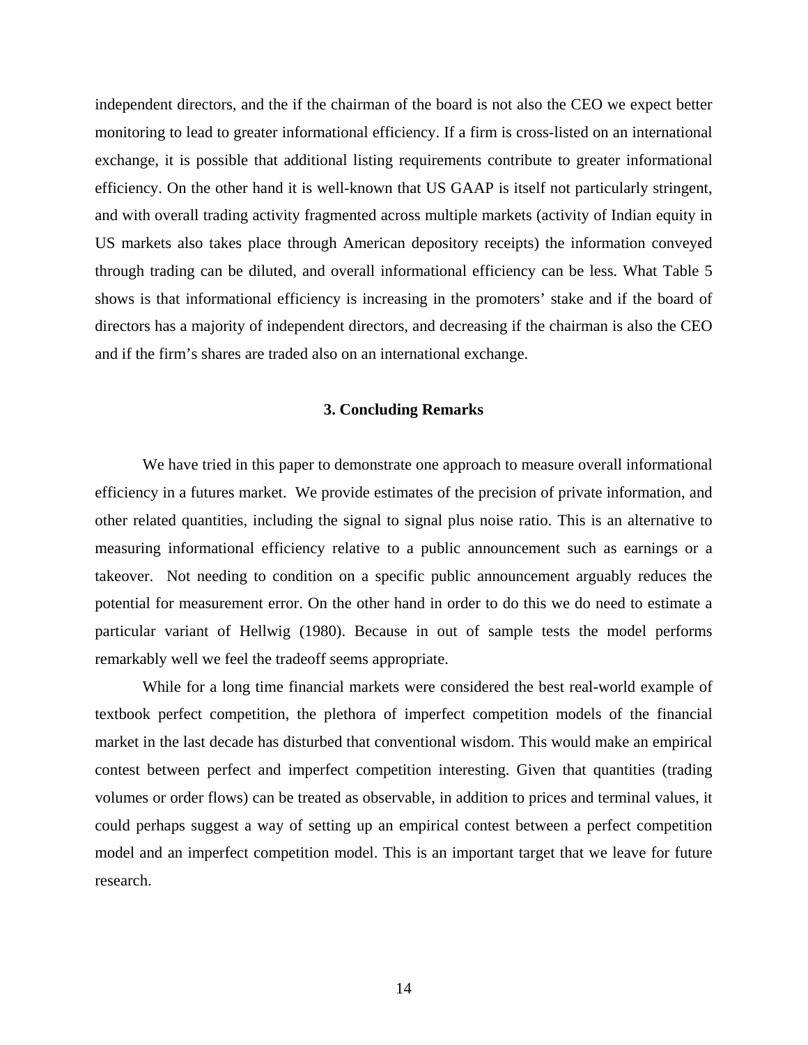independent directors, and the if the chairman of the board is not also the CEO we expect better monitoring to lead to greater informational efficiency. If a firm is cross-listed on an international exchange, it is possible that additional listing requirements contribute to greater informational efficiency. On the other hand it is well-known that US GAAP is itself not particularly stringent, and with overall trading activity fragmented across multiple markets (activity of Indian equity in US markets also takes place through American depository receipts) the information conveyed through trading can be diluted, and overall informational efficiency can be less. What Table 5 shows is that informational efficiency is increasing in the promoters' stake and if the board of directors has a majority of independent directors, and decreasing if the chairman is also the CEO and if the firm's shares are traded also on an international exchange.

## 3. Concluding Remarks

We have tried in this paper to demonstrate one approach to measure overall informational efficiency in a futures market. We provide estimates of the precision of private information, and other related quantities, including the signal to signal plus noise ratio. This is an alternative to measuring informational efficiency relative to a public announcement such as earnings or a takeover. Not needing to condition on a specific public announcement arguably reduces the potential for measurement error. On the other hand in order to do this we do need to estimate a particular variant of Hellwig (1980). Because in out of sample tests the model performs remarkably well we feel the tradeoff seems appropriate.

While for a long time financial markets were considered the best real-world example of textbook perfect competition, the plethora of imperfect competition models of the financial market in the last decade has disturbed that conventional wisdom. This would make an empirical contest between perfect and imperfect competition interesting. Given that quantities (trading volumes or order flows) can be treated as observable, in addition to prices and terminal values, it could perhaps suggest a way of setting up an empirical contest between a perfect competition model and an imperfect competition model. This is an important target that we leave for future research.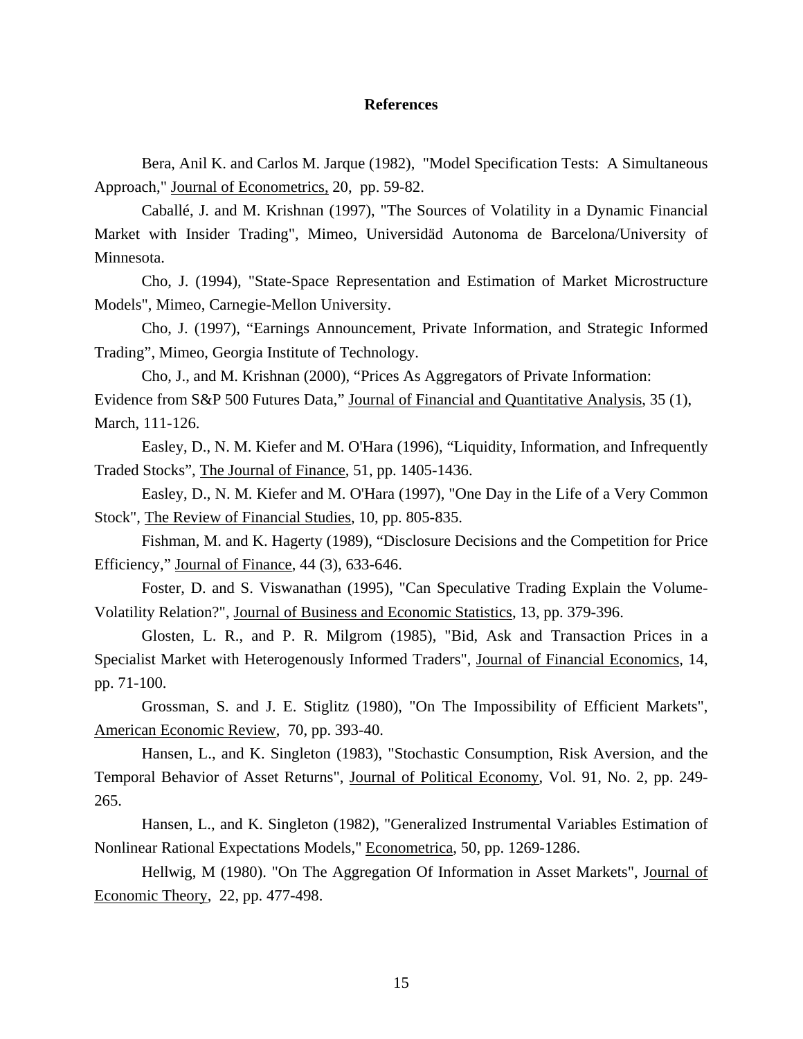## References

Bera, Anil K. and Carlos M. Jarque (1982), "Model Specification Tests: A Simultaneous Approach," Journal of Econometrics, 20, pp. 59-82.

Caballé, J. and M. Krishnan (1997), "The Sources of Volatility in a Dynamic Financial Market with Insider Trading", Mimeo, Universidäd Autonoma de Barcelona/University of Minnesota.

Cho, J. (1994), "State-Space Representation and Estimation of Market Microstructure Models", Mimeo, Carnegie-Mellon University.

Cho, J. (1997), "Earnings Announcement, Private Information, and Strategic Informed Trading", Mimeo, Georgia Institute of Technology.

Cho, J., and M. Krishnan (2000), "Prices As Aggregators of Private Information: Evidence from S&P 500 Futures Data," Journal of Financial and Quantitative Analysis, 35 (1), March, 111-126.

Easley, D., N. M. Kiefer and M. O'Hara (1996), "Liquidity, Information, and Infrequently Traded Stocks", The Journal of Finance, 51, pp. 1405-1436.

Easley, D., N. M. Kiefer and M. O'Hara (1997), "One Day in the Life of a Very Common Stock", The Review of Financial Studies, 10, pp. 805-835.

Fishman, M. and K. Hagerty (1989), "Disclosure Decisions and the Competition for Price Efficiency," Journal of Finance, 44 (3), 633-646.

Foster, D. and S. Viswanathan (1995), "Can Speculative Trading Explain the Volume-Volatility Relation?", Journal of Business and Economic Statistics, 13, pp. 379-396.

Glosten, L. R., and P. R. Milgrom (1985), "Bid, Ask and Transaction Prices in a Specialist Market with Heterogenously Informed Traders", Journal of Financial Economics, 14, pp. 71-100.

Grossman, S. and J. E. Stiglitz (1980), "On The Impossibility of Efficient Markets", American Economic Review, 70, pp. 393-40.

Hansen, L., and K. Singleton (1983), "Stochastic Consumption, Risk Aversion, and the Temporal Behavior of Asset Returns", Journal of Political Economy, Vol. 91, No. 2, pp. 249-265.

Hansen, L., and K. Singleton (1982), "Generalized Instrumental Variables Estimation of Nonlinear Rational Expectations Models," Econometrica, 50, pp. 1269-1286.

Hellwig, M (1980). "On The Aggregation Of Information in Asset Markets", Journal of Economic Theory, 22, pp. 477-498.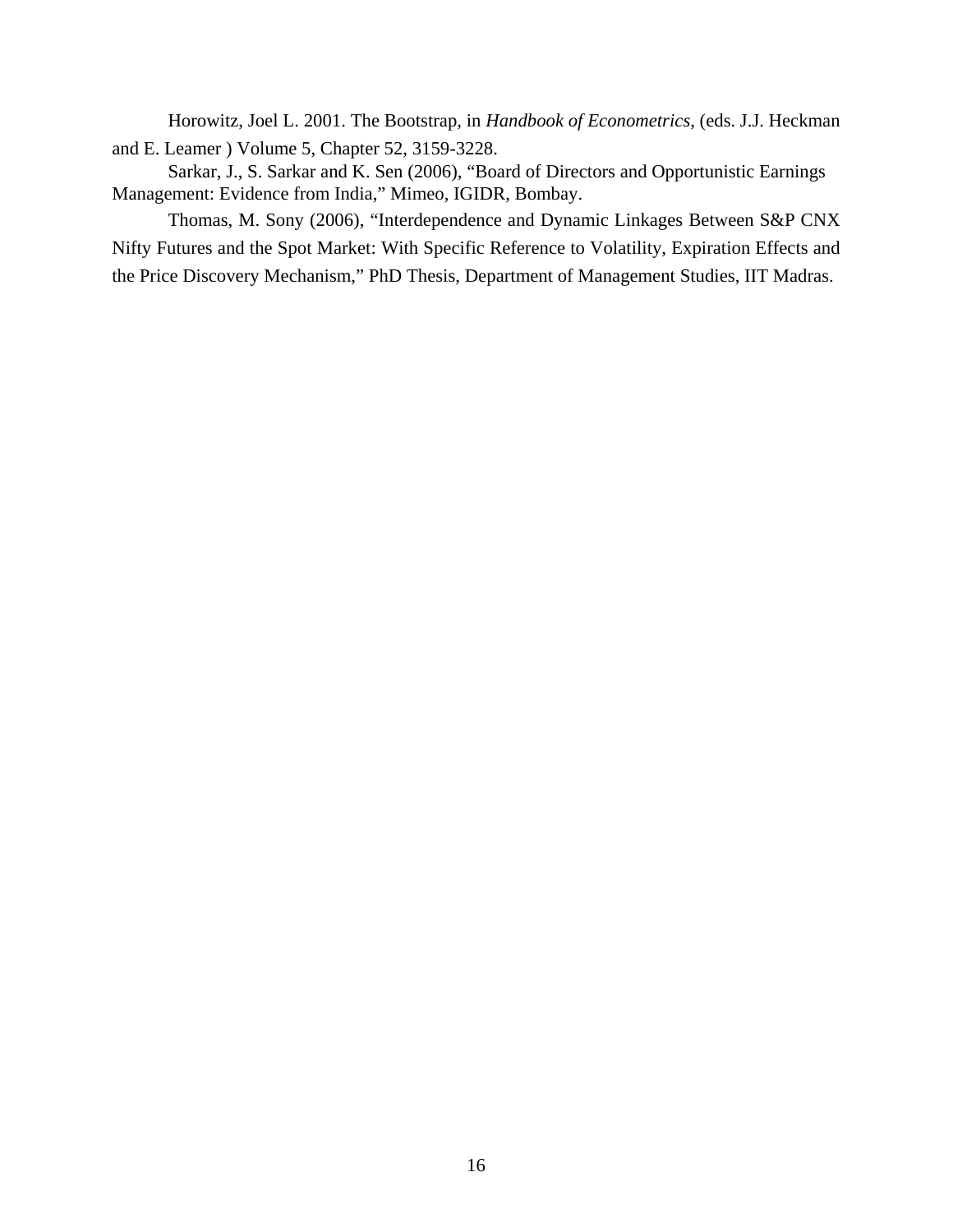Horowitz, Joel L. 2001. The Bootstrap, in *Handbook of Econometrics*, (eds. J.J. Heckman and E. Leamer ) Volume 5, Chapter 52, 3159-3228.

Sarkar, J., S. Sarkar and K. Sen (2006), "Board of Directors and Opportunistic Earnings Management: Evidence from India," Mimeo, IGIDR, Bombay.

Thomas, M. Sony (2006), "Interdependence and Dynamic Linkages Between S&P CNX Nifty Futures and the Spot Market: With Specific Reference to Volatility, Expiration Effects and the Price Discovery Mechanism," PhD Thesis, Department of Management Studies, IIT Madras.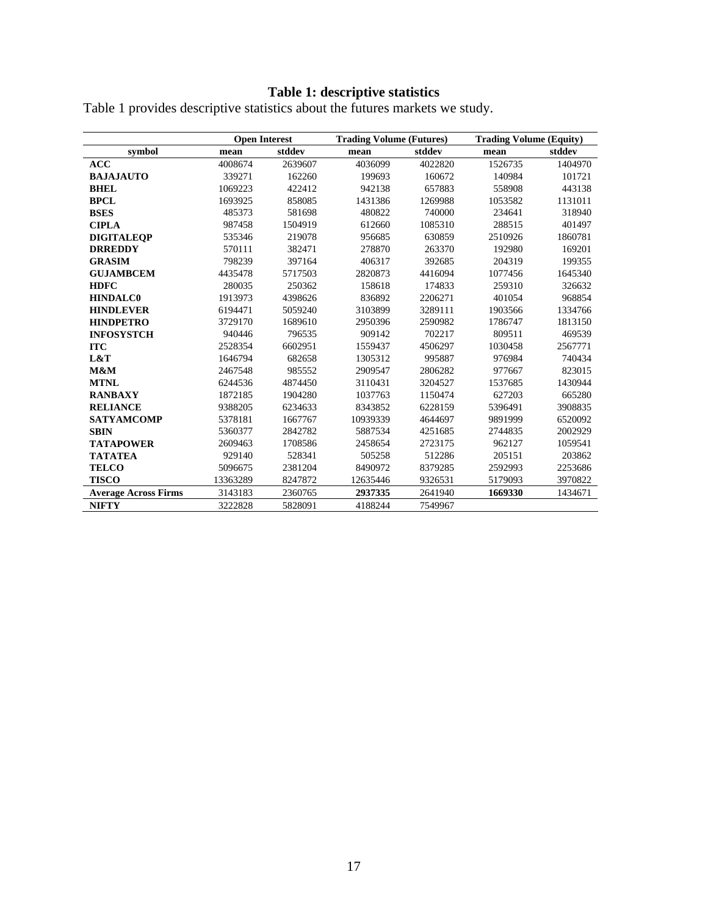# Table 1: descriptive statistics

Table 1 provides descriptive statistics about the futures markets we study.

| | Open Interest | | Trading Volume (Futures) | | Trading Volume (Equity) | |
|---|---|---|---|---|---|---|
| **symbol** | **mean** | **stddev** | **mean** | **stddev** | **mean** | **stddev** |
| **ACC** | 4008674 | 2639607 | 4036099 | 4022820 | 1526735 | 1404970 |
| **BAJAJAUTO** | 339271 | 162260 | 199693 | 160672 | 140984 | 101721 |
| **BHEL** | 1069223 | 422412 | 942138 | 657883 | 558908 | 443138 |
| **BPCL** | 1693925 | 858085 | 1431386 | 1269988 | 1053582 | 1131011 |
| **BSES** | 485373 | 581698 | 480822 | 740000 | 234641 | 318940 |
| **CIPLA** | 987458 | 1504919 | 612660 | 1085310 | 288515 | 401497 |
| **DIGITALEQP** | 535346 | 219078 | 956685 | 630859 | 2510926 | 1860781 |
| **DRREDDY** | 570111 | 382471 | 278870 | 263370 | 192980 | 169201 |
| **GRASIM** | 798239 | 397164 | 406317 | 392685 | 204319 | 199355 |
| **GUJAMBCEM** | 4435478 | 5717503 | 2820873 | 4416094 | 1077456 | 1645340 |
| **HDFC** | 280035 | 250362 | 158618 | 174833 | 259310 | 326632 |
| **HINDALC0** | 1913973 | 4398626 | 836892 | 2206271 | 401054 | 968854 |
| **HINDLEVER** | 6194471 | 5059240 | 3103899 | 3289111 | 1903566 | 1334766 |
| **HINDPETRO** | 3729170 | 1689610 | 2950396 | 2590982 | 1786747 | 1813150 |
| **INFOSYSTCH** | 940446 | 796535 | 909142 | 702217 | 809511 | 469539 |
| **ITC** | 2528354 | 6602951 | 1559437 | 4506297 | 1030458 | 2567771 |
| **L&T** | 1646794 | 682658 | 1305312 | 995887 | 976984 | 740434 |
| **M&M** | 2467548 | 985552 | 2909547 | 2806282 | 977667 | 823015 |
| **MTNL** | 6244536 | 4874450 | 3110431 | 3204527 | 1537685 | 1430944 |
| **RANBAXY** | 1872185 | 1904280 | 1037763 | 1150474 | 627203 | 665280 |
| **RELIANCE** | 9388205 | 6234633 | 8343852 | 6228159 | 5396491 | 3908835 |
| **SATYAMCOMP** | 5378181 | 1667767 | 10939339 | 4644697 | 9891999 | 6520092 |
| **SBIN** | 5360377 | 2842782 | 5887534 | 4251685 | 2744835 | 2002929 |
| **TATAPOWER** | 2609463 | 1708586 | 2458654 | 2723175 | 962127 | 1059541 |
| **TATATEA** | 929140 | 528341 | 505258 | 512286 | 205151 | 203862 |
| **TELCO** | 5096675 | 2381204 | 8490972 | 8379285 | 2592993 | 2253686 |
| **TISCO** | 13363289 | 8247872 | 12635446 | 9326531 | 5179093 | 3970822 |
| **Average Across Firms** | 3143183 | 2360765 | **2937335** | 2641940 | **1669330** | 1434671 |
| **NIFTY** | 3222828 | 5828091 | 4188244 | 7549967 | | |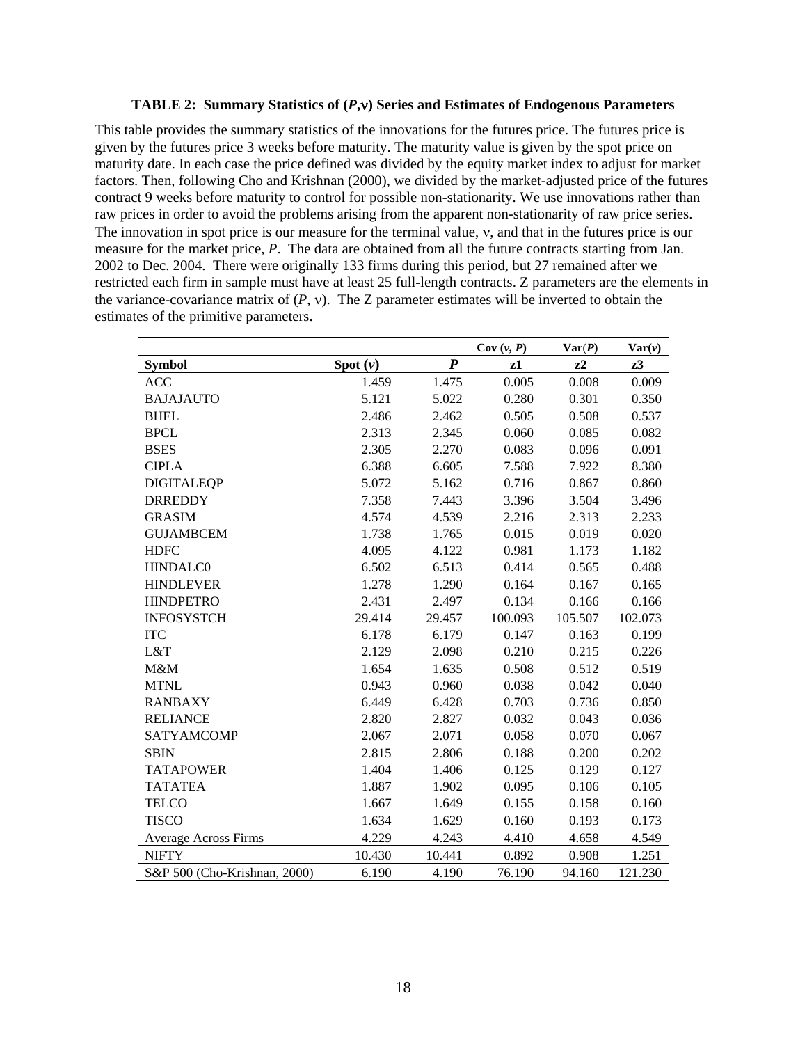**TABLE 2: Summary Statistics of ($P$,ν) Series and Estimates of Endogenous Parameters**

This table provides the summary statistics of the innovations for the futures price. The futures price is given by the futures price 3 weeks before maturity. The maturity value is given by the spot price on maturity date. In each case the price defined was divided by the equity market index to adjust for market factors. Then, following Cho and Krishnan (2000), we divided by the market-adjusted price of the futures contract 9 weeks before maturity to control for possible non-stationarity. We use innovations rather than raw prices in order to avoid the problems arising from the apparent non-stationarity of raw price series. The innovation in spot price is our measure for the terminal value, ν, and that in the futures price is our measure for the market price, $P$. The data are obtained from all the future contracts starting from Jan. 2002 to Dec. 2004. There were originally 133 firms during this period, but 27 remained after we restricted each firm in sample must have at least 25 full-length contracts. Z parameters are the elements in the variance-covariance matrix of ($P$, ν). The Z parameter estimates will be inverted to obtain the estimates of the primitive parameters.

| | | | Cov ($v$, $P$) | Var($P$) | Var($v$) |
|---|---|---|---|---|---|
| **Symbol** | **Spot ($v$)** | ***P*** | **z1** | **z2** | **z3** |
| ACC | 1.459 | 1.475 | 0.005 | 0.008 | 0.009 |
| BAJAJAUTO | 5.121 | 5.022 | 0.280 | 0.301 | 0.350 |
| BHEL | 2.486 | 2.462 | 0.505 | 0.508 | 0.537 |
| BPCL | 2.313 | 2.345 | 0.060 | 0.085 | 0.082 |
| BSES | 2.305 | 2.270 | 0.083 | 0.096 | 0.091 |
| CIPLA | 6.388 | 6.605 | 7.588 | 7.922 | 8.380 |
| DIGITALEQP | 5.072 | 5.162 | 0.716 | 0.867 | 0.860 |
| DRREDDY | 7.358 | 7.443 | 3.396 | 3.504 | 3.496 |
| GRASIM | 4.574 | 4.539 | 2.216 | 2.313 | 2.233 |
| GUJAMBCEM | 1.738 | 1.765 | 0.015 | 0.019 | 0.020 |
| HDFC | 4.095 | 4.122 | 0.981 | 1.173 | 1.182 |
| HINDALC0 | 6.502 | 6.513 | 0.414 | 0.565 | 0.488 |
| HINDLEVER | 1.278 | 1.290 | 0.164 | 0.167 | 0.165 |
| HINDPETRO | 2.431 | 2.497 | 0.134 | 0.166 | 0.166 |
| INFOSYSTCH | 29.414 | 29.457 | 100.093 | 105.507 | 102.073 |
| ITC | 6.178 | 6.179 | 0.147 | 0.163 | 0.199 |
| L&T | 2.129 | 2.098 | 0.210 | 0.215 | 0.226 |
| M&M | 1.654 | 1.635 | 0.508 | 0.512 | 0.519 |
| MTNL | 0.943 | 0.960 | 0.038 | 0.042 | 0.040 |
| RANBAXY | 6.449 | 6.428 | 0.703 | 0.736 | 0.850 |
| RELIANCE | 2.820 | 2.827 | 0.032 | 0.043 | 0.036 |
| SATYAMCOMP | 2.067 | 2.071 | 0.058 | 0.070 | 0.067 |
| SBIN | 2.815 | 2.806 | 0.188 | 0.200 | 0.202 |
| TATAPOWER | 1.404 | 1.406 | 0.125 | 0.129 | 0.127 |
| TATATEA | 1.887 | 1.902 | 0.095 | 0.106 | 0.105 |
| TELCO | 1.667 | 1.649 | 0.155 | 0.158 | 0.160 |
| TISCO | 1.634 | 1.629 | 0.160 | 0.193 | 0.173 |
| Average Across Firms | 4.229 | 4.243 | 4.410 | 4.658 | 4.549 |
| NIFTY | 10.430 | 10.441 | 0.892 | 0.908 | 1.251 |
| S&P 500 (Cho-Krishnan, 2000) | 6.190 | 4.190 | 76.190 | 94.160 | 121.230 |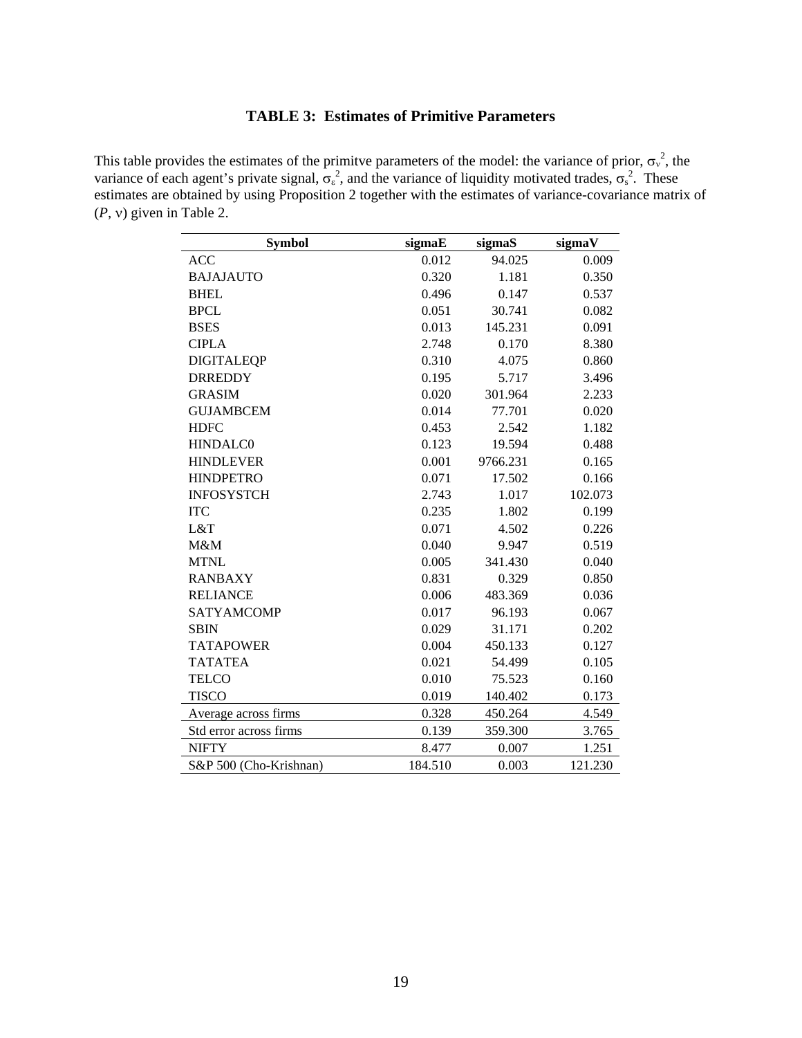### TABLE 3: Estimates of Primitive Parameters

This table provides the estimates of the primitve parameters of the model: the variance of prior, $\sigma_v^2$, the variance of each agent's private signal, $\sigma_\varepsilon^2$, and the variance of liquidity motivated trades, $\sigma_s^2$. These estimates are obtained by using Proposition 2 together with the estimates of variance-covariance matrix of ($P$, $v$) given in Table 2.

| Symbol | sigmaE | sigmaS | sigmaV |
|---|---|---|---|
| ACC | 0.012 | 94.025 | 0.009 |
| BAJAJAUTO | 0.320 | 1.181 | 0.350 |
| BHEL | 0.496 | 0.147 | 0.537 |
| BPCL | 0.051 | 30.741 | 0.082 |
| BSES | 0.013 | 145.231 | 0.091 |
| CIPLA | 2.748 | 0.170 | 8.380 |
| DIGITALEQP | 0.310 | 4.075 | 0.860 |
| DRREDDY | 0.195 | 5.717 | 3.496 |
| GRASIM | 0.020 | 301.964 | 2.233 |
| GUJAMBCEM | 0.014 | 77.701 | 0.020 |
| HDFC | 0.453 | 2.542 | 1.182 |
| HINDALC0 | 0.123 | 19.594 | 0.488 |
| HINDLEVER | 0.001 | 9766.231 | 0.165 |
| HINDPETRO | 0.071 | 17.502 | 0.166 |
| INFOSYSTCH | 2.743 | 1.017 | 102.073 |
| ITC | 0.235 | 1.802 | 0.199 |
| L&T | 0.071 | 4.502 | 0.226 |
| M&M | 0.040 | 9.947 | 0.519 |
| MTNL | 0.005 | 341.430 | 0.040 |
| RANBAXY | 0.831 | 0.329 | 0.850 |
| RELIANCE | 0.006 | 483.369 | 0.036 |
| SATYAMCOMP | 0.017 | 96.193 | 0.067 |
| SBIN | 0.029 | 31.171 | 0.202 |
| TATAPOWER | 0.004 | 450.133 | 0.127 |
| TATATEA | 0.021 | 54.499 | 0.105 |
| TELCO | 0.010 | 75.523 | 0.160 |
| TISCO | 0.019 | 140.402 | 0.173 |
| Average across firms | 0.328 | 450.264 | 4.549 |
| Std error across firms | 0.139 | 359.300 | 3.765 |
| NIFTY | 8.477 | 0.007 | 1.251 |
| S&P 500 (Cho-Krishnan) | 184.510 | 0.003 | 121.230 |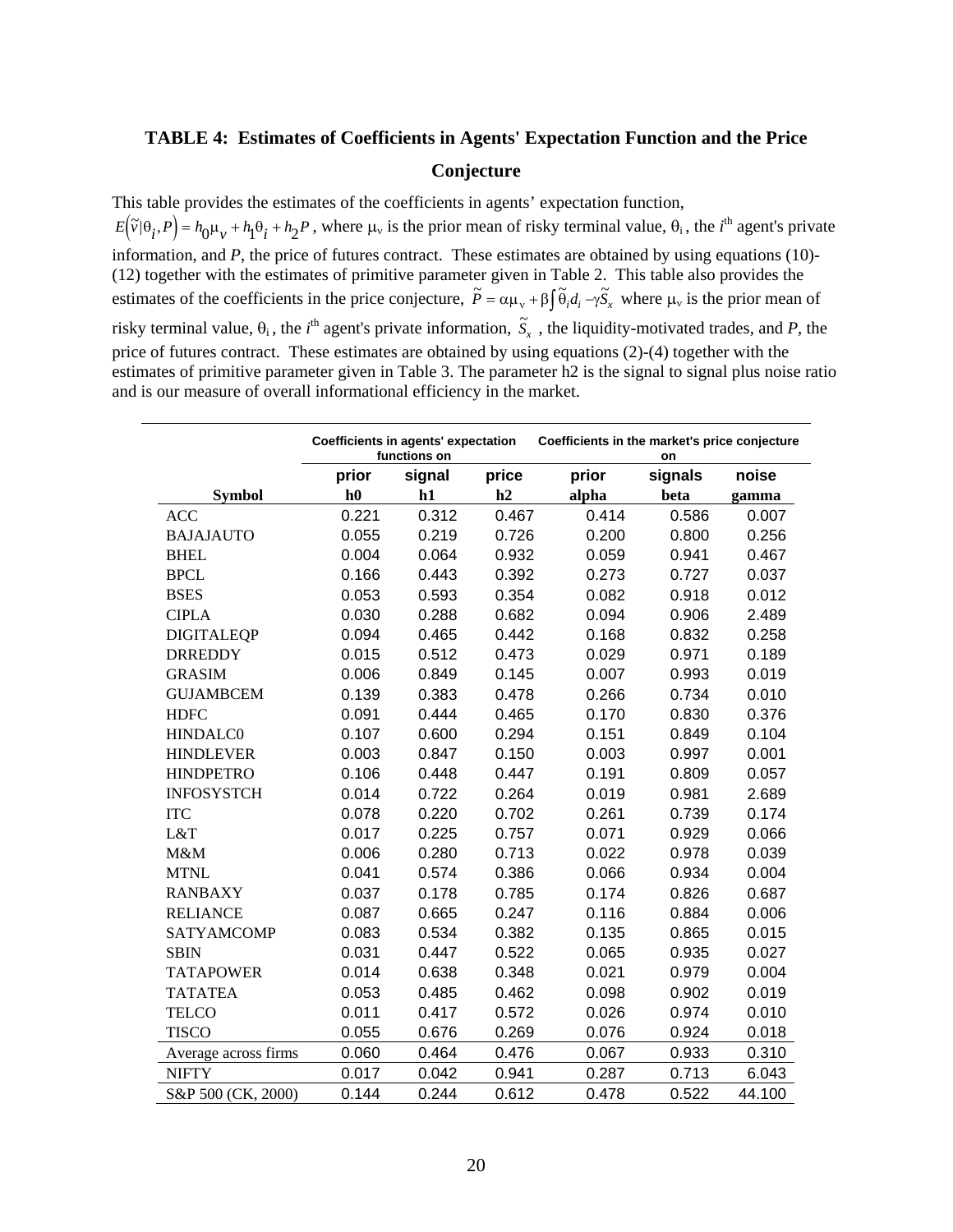## TABLE 4: Estimates of Coefficients in Agents' Expectation Function and the Price Conjecture

This table provides the estimates of the coefficients in agents' expectation function, $E\left(\tilde{v}|\theta_i, P\right) = h_0\mu_v + h_1\theta_i + h_2P$, where $\mu_v$ is the prior mean of risky terminal value, $\theta_i$, the $i^{th}$ agent's private information, and *P*, the price of futures contract. These estimates are obtained by using equations (10)-(12) together with the estimates of primitive parameter given in Table 2. This table also provides the estimates of the coefficients in the price conjecture, $\tilde{P} = \alpha\mu_v + \beta\int\tilde{\theta}_i d_i - \gamma\tilde{S}_x$ where $\mu_v$ is the prior mean of risky terminal value, $\theta_i$, the $i^{th}$ agent's private information, $\tilde{S}_x$, the liquidity-motivated trades, and *P*, the price of futures contract. These estimates are obtained by using equations (2)-(4) together with the estimates of primitive parameter given in Table 3. The parameter h2 is the signal to signal plus noise ratio and is our measure of overall informational efficiency in the market.

| | Coefficients in agents' expectation functions on | | | Coefficients in the market's price conjecture on | | |
|---|---|---|---|---|---|---|
| | prior | signal | price | prior | signals | noise |
| **Symbol** | **h0** | **h1** | **h2** | **alpha** | **beta** | **gamma** |
| ACC | 0.221 | 0.312 | 0.467 | 0.414 | 0.586 | 0.007 |
| BAJAJAUTO | 0.055 | 0.219 | 0.726 | 0.200 | 0.800 | 0.256 |
| BHEL | 0.004 | 0.064 | 0.932 | 0.059 | 0.941 | 0.467 |
| BPCL | 0.166 | 0.443 | 0.392 | 0.273 | 0.727 | 0.037 |
| BSES | 0.053 | 0.593 | 0.354 | 0.082 | 0.918 | 0.012 |
| CIPLA | 0.030 | 0.288 | 0.682 | 0.094 | 0.906 | 2.489 |
| DIGITALEQP | 0.094 | 0.465 | 0.442 | 0.168 | 0.832 | 0.258 |
| DRREDDY | 0.015 | 0.512 | 0.473 | 0.029 | 0.971 | 0.189 |
| GRASIM | 0.006 | 0.849 | 0.145 | 0.007 | 0.993 | 0.019 |
| GUJAMBCEM | 0.139 | 0.383 | 0.478 | 0.266 | 0.734 | 0.010 |
| HDFC | 0.091 | 0.444 | 0.465 | 0.170 | 0.830 | 0.376 |
| HINDALC0 | 0.107 | 0.600 | 0.294 | 0.151 | 0.849 | 0.104 |
| HINDLEVER | 0.003 | 0.847 | 0.150 | 0.003 | 0.997 | 0.001 |
| HINDPETRO | 0.106 | 0.448 | 0.447 | 0.191 | 0.809 | 0.057 |
| INFOSYSTCH | 0.014 | 0.722 | 0.264 | 0.019 | 0.981 | 2.689 |
| ITC | 0.078 | 0.220 | 0.702 | 0.261 | 0.739 | 0.174 |
| L&T | 0.017 | 0.225 | 0.757 | 0.071 | 0.929 | 0.066 |
| M&M | 0.006 | 0.280 | 0.713 | 0.022 | 0.978 | 0.039 |
| MTNL | 0.041 | 0.574 | 0.386 | 0.066 | 0.934 | 0.004 |
| RANBAXY | 0.037 | 0.178 | 0.785 | 0.174 | 0.826 | 0.687 |
| RELIANCE | 0.087 | 0.665 | 0.247 | 0.116 | 0.884 | 0.006 |
| SATYAMCOMP | 0.083 | 0.534 | 0.382 | 0.135 | 0.865 | 0.015 |
| SBIN | 0.031 | 0.447 | 0.522 | 0.065 | 0.935 | 0.027 |
| TATAPOWER | 0.014 | 0.638 | 0.348 | 0.021 | 0.979 | 0.004 |
| TATATEA | 0.053 | 0.485 | 0.462 | 0.098 | 0.902 | 0.019 |
| TELCO | 0.011 | 0.417 | 0.572 | 0.026 | 0.974 | 0.010 |
| TISCO | 0.055 | 0.676 | 0.269 | 0.076 | 0.924 | 0.018 |
| Average across firms | 0.060 | 0.464 | 0.476 | 0.067 | 0.933 | 0.310 |
| NIFTY | 0.017 | 0.042 | 0.941 | 0.287 | 0.713 | 6.043 |
| S&P 500 (CK, 2000) | 0.144 | 0.244 | 0.612 | 0.478 | 0.522 | 44.100 |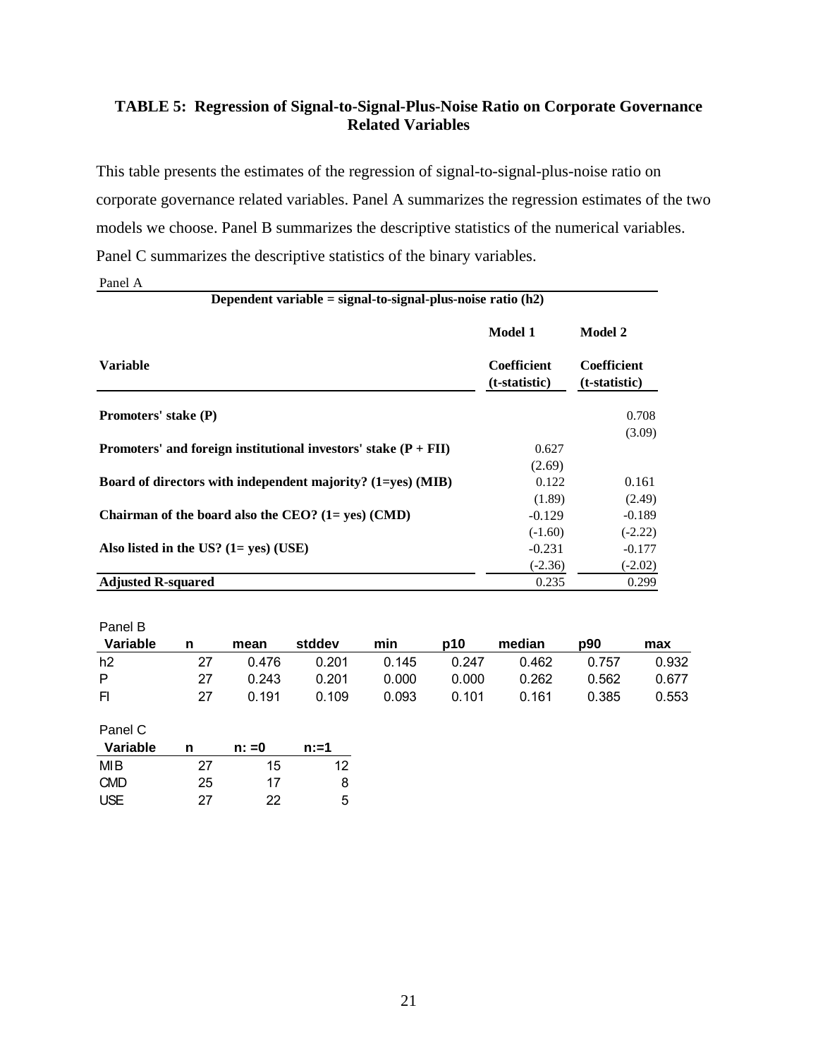**TABLE 5: Regression of Signal-to-Signal-Plus-Noise Ratio on Corporate Governance Related Variables**

This table presents the estimates of the regression of signal-to-signal-plus-noise ratio on corporate governance related variables. Panel A summarizes the regression estimates of the two models we choose. Panel B summarizes the descriptive statistics of the numerical variables. Panel C summarizes the descriptive statistics of the binary variables.

Panel A

| Dependent variable = signal-to-signal-plus-noise ratio (h2) | | |
|---|---|---|
| | **Model 1** | **Model 2** |
| **Variable** | **Coefficient (t-statistic)** | **Coefficient (t-statistic)** |
| **Promoters' stake (P)** | | 0.708 |
| | | (3.09) |
| **Promoters' and foreign institutional investors' stake (P + FII)** | 0.627 | |
| | (2.69) | |
| **Board of directors with independent majority? (1=yes) (MIB)** | 0.122 | 0.161 |
| | (1.89) | (2.49) |
| **Chairman of the board also the CEO? (1= yes) (CMD)** | -0.129 | -0.189 |
| | (-1.60) | (-2.22) |
| **Also listed in the US? (1= yes) (USE)** | -0.231 | -0.177 |
| | (-2.36) | (-2.02) |
| **Adjusted R-squared** | 0.235 | 0.299 |

Panel B

| Variable | n | mean | stddev | min | p10 | median | p90 | max |
|---|---|---|---|---|---|---|---|---|
| h2 | 27 | 0.476 | 0.201 | 0.145 | 0.247 | 0.462 | 0.757 | 0.932 |
| P | 27 | 0.243 | 0.201 | 0.000 | 0.000 | 0.262 | 0.562 | 0.677 |
| FI | 27 | 0.191 | 0.109 | 0.093 | 0.101 | 0.161 | 0.385 | 0.553 |

Panel C

| Variable | n | n: =0 | n:=1 |
|---|---|---|---|
| MIB | 27 | 15 | 12 |
| CMD | 25 | 17 | 8 |
| USE | 27 | 22 | 5 |